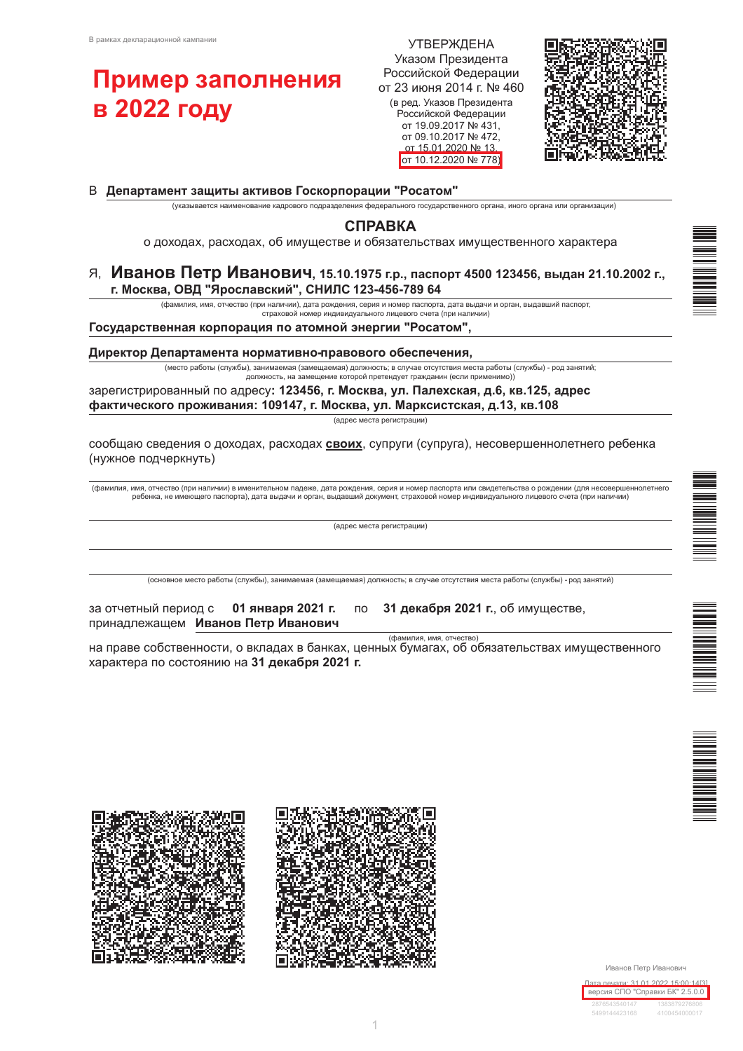В рамках декларационной кампании

**Пример заполнения в 2022 году**

УТВЕРЖДЕНА
Указом Президента
Российской Федерации
от 23 июня 2014 г. № 460
(в ред. Указов Президента
Российской Федерации
от 19.09.2017 № 431,
от 09.10.2017 № 472,
от 15.01.2020 № 13,
от 10.12.2020 № 778)

В **Департамент защиты активов Госкорпорации "Росатом"**

(указывается наименование кадрового подразделения федерального государственного органа, иного органа или организации)

## СПРАВКА

о доходах, расходах, об имуществе и обязательствах имущественного характера

Я, **Иванов Петр Иванович, 15.10.1975 г.р., паспорт 4500 123456, выдан 21.10.2002 г., г. Москва, ОВД "Ярославский", СНИЛС 123-456-789 64**

(фамилия, имя, отчество (при наличии), дата рождения, серия и номер паспорта, дата выдачи и орган, выдавший паспорт, страховой номер индивидуального лицевого счета (при наличии)

**Государственная корпорация по атомной энергии "Росатом",**

**Директор Департамента нормативно-правового обеспечения,**

(место работы (службы), занимаемая (замещаемая) должность; в случае отсутствия места работы (службы) - род занятий; должность, на замещение которой претендует гражданин (если применимо))

зарегистрированный по адресу**: 123456, г. Москва, ул. Палехская, д.6, кв.125, адрес фактического проживания: 109147, г. Москва, ул. Марксистская, д.13, кв.108**

(адрес места регистрации)

сообщаю сведения о доходах, расходах **своих**, супруги (супруга), несовершеннолетнего ребенка (нужное подчеркнуть)

(фамилия, имя, отчество (при наличии) в именительном падеже, дата рождения, серия и номер паспорта или свидетельства о рождении (для несовершеннолетнего ребенка, не имеющего паспорта), дата выдачи и орган, выдавший документ, страховой номер индивидуального лицевого счета (при наличии)

(адрес места регистрации)

(основное место работы (службы), занимаемая (замещаемая) должность; в случае отсутствия места работы (службы) - род занятий)

за отчетный период с **01 января 2021 г.** по **31 декабря 2021 г.**, об имуществе, принадлежащем **Иванов Петр Иванович**

(фамилия, имя, отчество)

на праве собственности, о вкладах в банках, ценных бумагах, об обязательствах имущественного характера по состоянию на **31 декабря 2021 г.**

Иванов Петр Иванович

Дата печати: 31.01.2022 15:00:14[3]
версия СПО "Справки БК" 2.5.0.0
2876543540147 1383879276806
5499144423168 4100454000017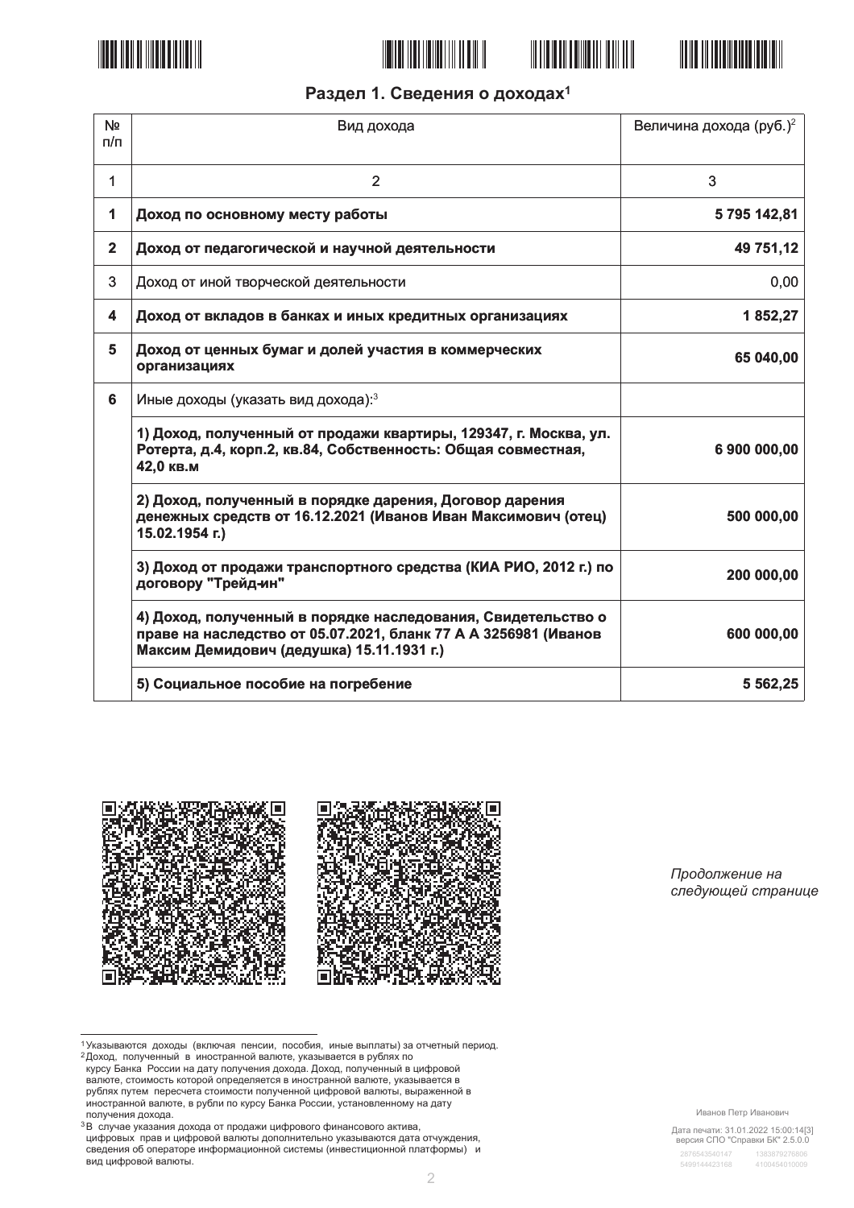## Раздел 1. Сведения о доходах[1]

| № п/п | Вид дохода | Величина дохода (руб.)[2] |
|---|---|---|
| 1 | 2 | 3 |
| **1** | **Доход по основному месту работы** | **5 795 142,81** |
| **2** | **Доход от педагогической и научной деятельности** | **49 751,12** |
| 3 | Доход от иной творческой деятельности | 0,00 |
| **4** | **Доход от вкладов в банках и иных кредитных организациях** | **1 852,27** |
| **5** | **Доход от ценных бумаг и долей участия в коммерческих организациях** | **65 040,00** |
| **6** | Иные доходы (указать вид дохода):[3] | |
| | **1) Доход, полученный от продажи квартиры, 129347, г. Москва, ул. Ротерта, д.4, корп.2, кв.84, Собственность: Общая совместная, 42,0 кв.м** | **6 900 000,00** |
| | **2) Доход, полученный в порядке дарения, Договор дарения денежных средств от 16.12.2021 (Иванов Иван Максимович (отец) 15.02.1954 г.)** | **500 000,00** |
| | **3) Доход от продажи транспортного средства (КИА РИО, 2012 г.) по договору "Трейд-ин"** | **200 000,00** |
| | **4) Доход, полученный в порядке наследования, Свидетельство о праве на наследство от 05.07.2021, бланк 77 А А 3256981 (Иванов Максим Демидович (дедушка) 15.11.1931 г.)** | **600 000,00** |
| | **5) Социальное пособие на погребение** | **5 562,25** |

*Продолжение на следующей странице*

[1] Указываются доходы (включая пенсии, пособия, иные выплаты) за отчетный период.
[2] Доход, полученный в иностранной валюте, указывается в рублях по курсу Банка России на дату получения дохода. Доход, полученный в цифровой валюте, стоимость которой определяется в иностранной валюте, указывается в рублях путем пересчета стоимости полученной цифровой валюты, выраженной в иностранной валюте, в рубли по курсу Банка России, установленному на дату получения дохода.
[3] В случае указания дохода от продажи цифрового финансового актива, цифровых прав и цифровой валюты дополнительно указываются дата отчуждения, сведения об операторе информационной системы (инвестиционной платформы) и вид цифровой валюты.

Иванов Петр Иванович

Дата печати: 31.01.2022 15:00:14[3]
версия СПО "Справки БК" 2.5.0.0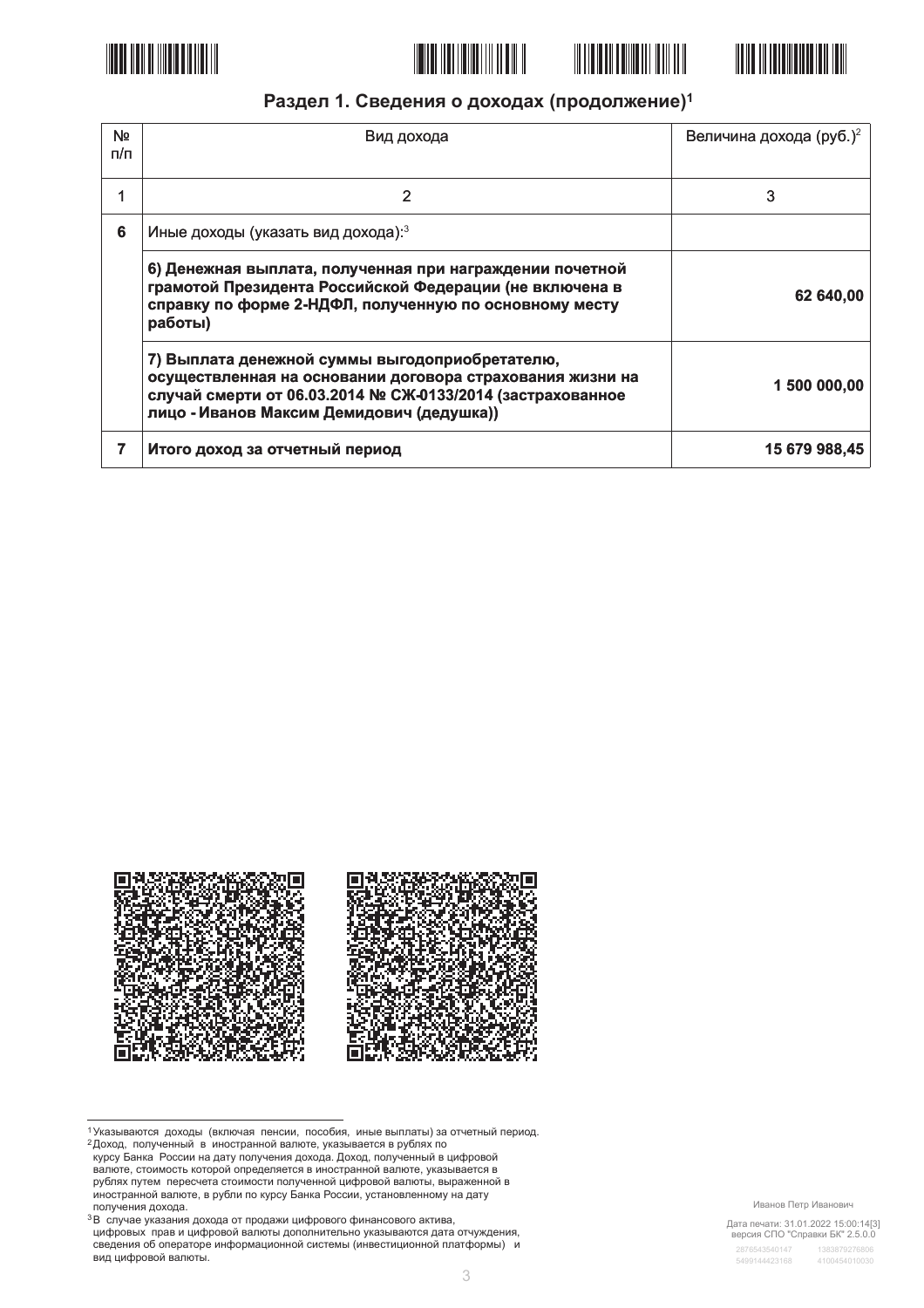## Раздел 1. Сведения о доходах (продолжение)[1]

| № п/п | Вид дохода | Величина дохода (руб.)[2] |
|---|---|---|
| 1 | 2 | 3 |
| **6** | Иные доходы (указать вид дохода):[3] | |
| | **6) Денежная выплата, полученная при награждении почетной грамотой Президента Российской Федерации (не включена в справку по форме 2-НДФЛ, полученную по основному месту работы)** | **62 640,00** |
| | **7) Выплата денежной суммы выгодоприобретателю, осуществленная на основании договора страхования жизни на случай смерти от 06.03.2014 № СЖ-0133/2014 (застрахованное лицо - Иванов Максим Демидович (дедушка))** | **1 500 000,00** |
| **7** | **Итого доход за отчетный период** | **15 679 988,45** |

---

[1] Указываются доходы (включая пенсии, пособия, иные выплаты) за отчетный период.

[2] Доход, полученный в иностранной валюте, указывается в рублях по курсу Банка России на дату получения дохода. Доход, полученный в цифровой валюте, стоимость которой определяется в иностранной валюте, указывается в рублях путем пересчета стоимости полученной цифровой валюты, выраженной в иностранной валюте, в рубли по курсу Банка России, установленному на дату получения дохода.

[3] В случае указания дохода от продажи цифрового финансового актива, цифровых прав и цифровой валюты дополнительно указываются дата отчуждения, сведения об операторе информационной системы (инвестиционной платформы) и вид цифровой валюты.

Иванов Петр Иванович

Дата печати: 31.01.2022 15:00:14[3]
версия СПО "Справки БК" 2.5.0.0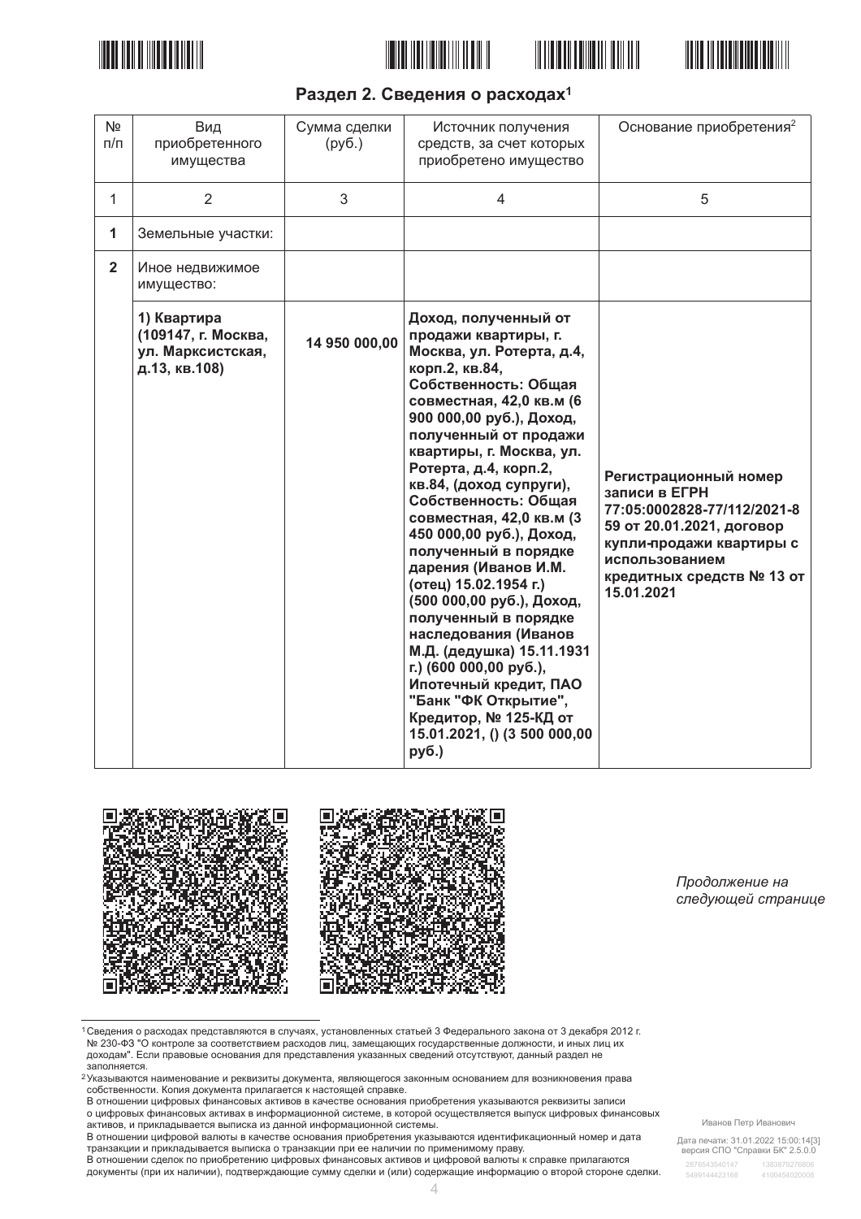## Раздел 2. Сведения о расходах[1]

| № п/п | Вид приобретенного имущества | Сумма сделки (руб.) | Источник получения средств, за счет которых приобретено имущество | Основание приобретения[2] |
|---|---|---|---|---|
| 1 | 2 | 3 | 4 | 5 |
| **1** | Земельные участки: | | | |
| **2** | Иное недвижимое имущество: | | | |
| | **1) Квартира (109147, г. Москва, ул. Марксистская, д.13, кв.108)** | **14 950 000,00** | **Доход, полученный от продажи квартиры, г. Москва, ул. Ротерта, д.4, корп.2, кв.84, Собственность: Общая совместная, 42,0 кв.м (6 900 000,00 руб.), Доход, полученный от продажи квартиры, г. Москва, ул. Ротерта, д.4, корп.2, кв.84, (доход супруги), Собственность: Общая совместная, 42,0 кв.м (3 450 000,00 руб.), Доход, полученный в порядке дарения (Иванов И.М. (отец) 15.02.1954 г.) (500 000,00 руб.), Доход, полученный в порядке наследования (Иванов М.Д. (дедушка) 15.11.1931 г.) (600 000,00 руб.), Ипотечный кредит, ПАО "Банк "ФК Открытие", Кредитор, № 125-КД от 15.01.2021, () (3 500 000,00 руб.)** | **Регистрационный номер записи в ЕГРН 77:05:0002828-77/112/2021-859 от 20.01.2021, договор купли-продажи квартиры с использованием кредитных средств № 13 от 15.01.2021** |

*Продолжение на следующей странице*

[1] Сведения о расходах представляются в случаях, установленных статьей 3 Федерального закона от 3 декабря 2012 г. № 230-ФЗ "О контроле за соответствием расходов лиц, замещающих государственные должности, и иных лиц их доходам". Если правовые основания для представления указанных сведений отсутствуют, данный раздел не заполняется.

[2] Указываются наименование и реквизиты документа, являющегося законным основанием для возникновения права собственности. Копия документа прилагается к настоящей справке.
В отношении цифровых финансовых активов в качестве основания приобретения указываются реквизиты записи о цифровых финансовых активах в информационной системе, в которой осуществляется выпуск цифровых финансовых активов, и прикладывается выписка из данной информационной системы.
В отношении цифровой валюты в качестве основания приобретения указываются идентификационный номер и дата транзакции и прикладывается выписка о транзакции при ее наличии по применимому праву.
В отношении сделок по приобретению цифровых финансовых активов и цифровой валюты к справке прилагаются документы (при их наличии), подтверждающие сумму сделки и (или) содержащие информацию о второй стороне сделки.

Иванов Петр Иванович

Дата печати: 31.01.2022 15:00:14[3]
версия СПО "Справки БК" 2.5.0.0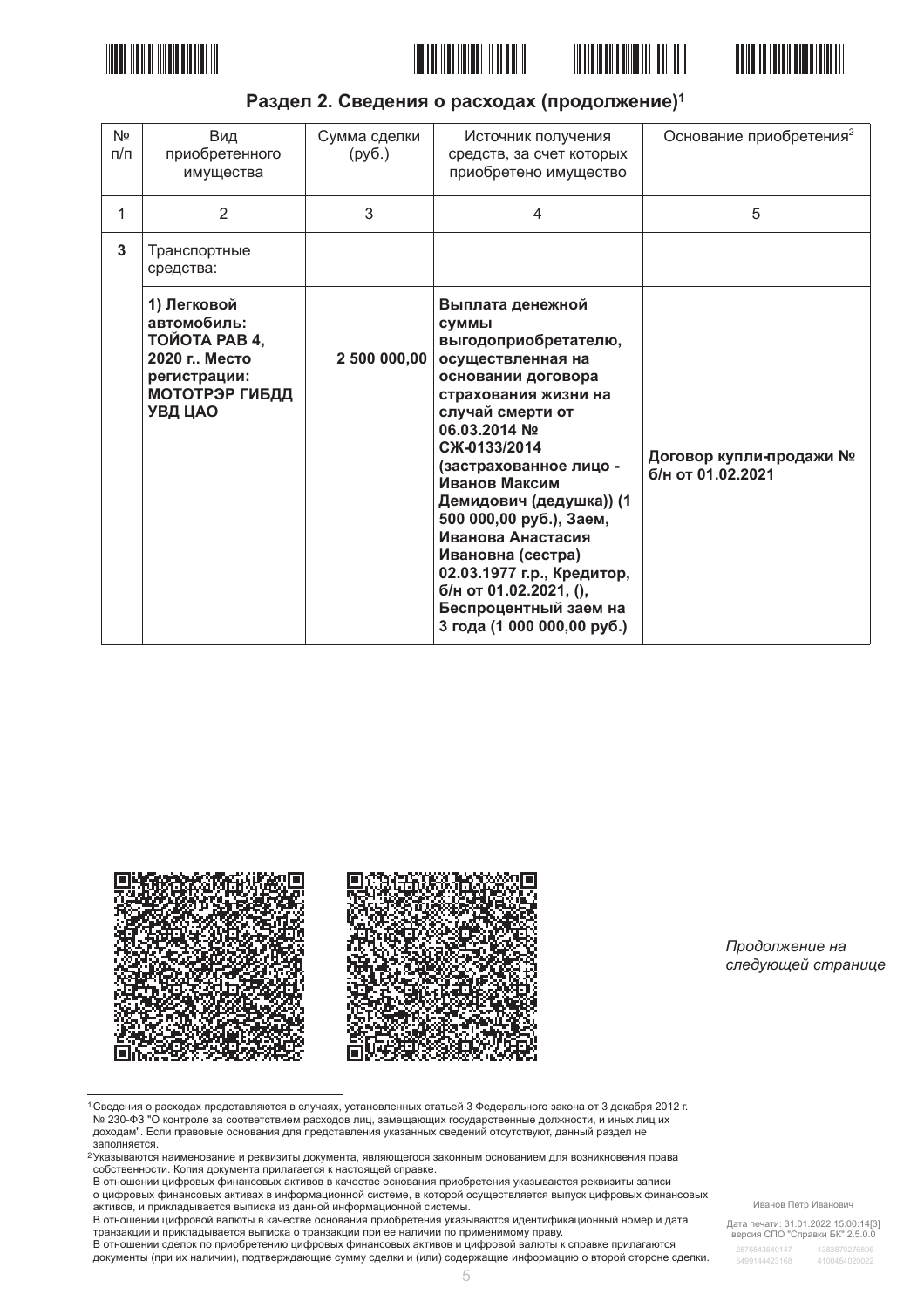## Раздел 2. Сведения о расходах (продолжение)[1]

| № п/п | Вид приобретенного имущества | Сумма сделки (руб.) | Источник получения средств, за счет которых приобретено имущество | Основание приобретения[2] |
|---|---|---|---|---|
| 1 | 2 | 3 | 4 | 5 |
| **3** | Транспортные средства: | | | |
| | **1) Легковой автомобиль: ТОЙОТА РАВ 4, 2020 г.. Место регистрации: МОТОТРЭР ГИБДД УВД ЦАО** | **2 500 000,00** | **Выплата денежной суммы выгодоприобретателю, осуществленная на основании договора страхования жизни на случай смерти от 06.03.2014 № СЖ-0133/2014 (застрахованное лицо - Иванов Максим Демидович (дедушка)) (1 500 000,00 руб.), Заем, Иванова Анастасия Ивановна (сестра) 02.03.1977 г.р., Кредитор, б/н от 01.02.2021, (), Беспроцентный заем на 3 года (1 000 000,00 руб.)** | **Договор купли-продажи № б/н от 01.02.2021** |

*Продолжение на следующей странице*

---

[1] Сведения о расходах представляются в случаях, установленных статьей 3 Федерального закона от 3 декабря 2012 г. № 230-ФЗ "О контроле за соответствием расходов лиц, замещающих государственные должности, и иных лиц их доходам". Если правовые основания для представления указанных сведений отсутствуют, данный раздел не заполняется.

[2] Указываются наименование и реквизиты документа, являющегося законным основанием для возникновения права собственности. Копия документа прилагается к настоящей справке.
В отношении цифровых финансовых активов в качестве основания приобретения указываются реквизиты записи о цифровых финансовых активах в информационной системе, в которой осуществляется выпуск цифровых финансовых активов, и прикладывается выписка из данной информационной системы.
В отношении цифровой валюты в качестве основания приобретения указываются идентификационный номер и дата транзакции и прикладывается выписка о транзакции при ее наличии по применимому праву.
В отношении сделок по приобретению цифровых финансовых активов и цифровой валюты к справке прилагаются документы (при их наличии), подтверждающие сумму сделки и (или) содержащие информацию о второй стороне сделки.

Иванов Петр Иванович

Дата печати: 31.01.2022 15:00:14[3]
версия СПО "Справки БК" 2.5.0.0
2876543540147 1383879276806
5499144423168 4100454020022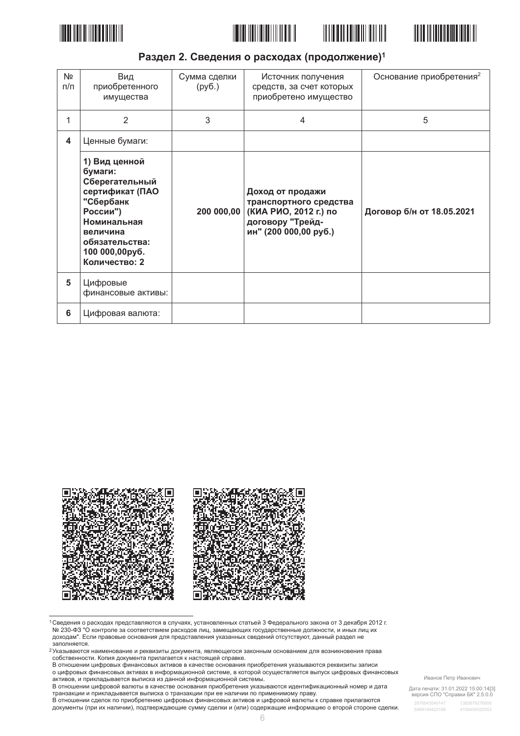## Раздел 2. Сведения о расходах (продолжение)[1]

| № п/п | Вид приобретенного имущества | Сумма сделки (руб.) | Источник получения средств, за счет которых приобретено имущество | Основание приобретения[2] |
|---|---|---|---|---|
| 1 | 2 | 3 | 4 | 5 |
| **4** | Ценные бумаги: | | | |
| | **1) Вид ценной бумаги: Сберегательный сертификат (ПАО "Сбербанк России") Номинальная величина обязательства: 100 000,00руб. Количество: 2** | **200 000,00** | **Доход от продажи транспортного средства (КИА РИО, 2012 г.) по договору "Трейд-ин" (200 000,00 руб.)** | **Договор б/н от 18.05.2021** |
| **5** | Цифровые финансовые активы: | | | |
| **6** | Цифровая валюта: | | | |

[1] Сведения о расходах представляются в случаях, установленных статьей 3 Федерального закона от 3 декабря 2012 г. № 230-ФЗ "О контроле за соответствием расходов лиц, замещающих государственные должности, и иных лиц их доходам". Если правовые основания для представления указанных сведений отсутствуют, данный раздел не заполняется.

[2] Указываются наименование и реквизиты документа, являющегося законным основанием для возникновения права собственности. Копия документа прилагается к настоящей справке.
В отношении цифровых финансовых активов в качестве основания приобретения указываются реквизиты записи о цифровых финансовых активах в информационной системе, в которой осуществляется выпуск цифровых финансовых активов, и прикладывается выписка из данной информационной системы.
В отношении цифровой валюты в качестве основания приобретения указываются идентификационный номер и дата транзакции и прикладывается выписка о транзакции при ее наличии по применимому праву.
В отношении сделок по приобретению цифровых финансовых активов и цифровой валюты к справке прилагаются документы (при их наличии), подтверждающие сумму сделки и (или) содержащие информацию о второй стороне сделки.

Иванов Петр Иванович

Дата печати: 31.01.2022 15:00:14[3]
версия СПО "Справки БК" 2.5.0.0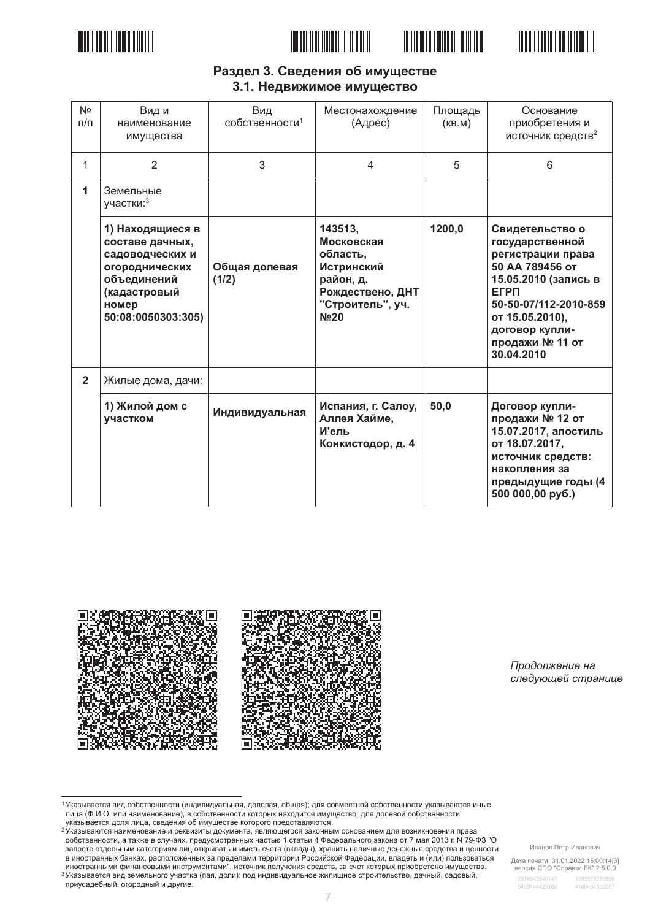## Раздел 3. Сведения об имуществе
### 3.1. Недвижимое имущество

| № п/п | Вид и наименование имущества | Вид собственности[1] | Местонахождение (Адрес) | Площадь (кв.м) | Основание приобретения и источник средств[2] |
|---|---|---|---|---|---|
| 1 | 2 | 3 | 4 | 5 | 6 |
| **1** | Земельные участки:[3] | | | | |
| | **1) Находящиеся в составе дачных, садоводческих и огороднических объединений (кадастровый номер 50:08:0050303:305)** | **Общая долевая (1/2)** | **143513, Московская область, Истринский район, д. Рождествено, ДНТ "Строитель", уч. №20** | **1200,0** | **Свидетельство о государственной регистрации права 50 АА 789456 от 15.05.2010 (запись в ЕГРП 50-50-07/112-2010-859 от 15.05.2010), договор купли-продажи № 11 от 30.04.2010** |
| **2** | Жилые дома, дачи: | | | | |
| | **1) Жилой дом с участком** | **Индивидуальная** | **Испания, г. Салоу, Аллея Хайме, И'ель Конкистодор, д. 4** | **50,0** | **Договор купли-продажи № 12 от 15.07.2017, апостиль от 18.07.2017, источник средств: накопления за предыдущие годы (4 500 000,00 руб.)** |

*Продолжение на следующей странице*

---

[1] Указывается вид собственности (индивидуальная, долевая, общая); для совместной собственности указываются иные лица (Ф.И.О. или наименование), в собственности которых находится имущество; для долевой собственности указывается доля лица, сведения об имуществе которого представляются.

[2] Указываются наименование и реквизиты документа, являющегося законным основанием для возникновения права собственности, а также в случаях, предусмотренных частью 1 статьи 4 Федерального закона от 7 мая 2013 г. N 79-ФЗ "О запрете отдельным категориям лиц открывать и иметь счета (вклады), хранить наличные денежные средства и ценности в иностранных банках, расположенных за пределами территории Российской Федерации, владеть и (или) пользоваться иностранными финансовыми инструментами", источник получения средств, за счет которых приобретено имущество.

[3] Указывается вид земельного участка (пая, доли): под индивидуальное жилищное строительство, дачный, садовый, приусадебный, огородный и другие.

Иванов Петр Иванович

Дата печати: 31.01.2022 15:00:14[3]
версия СПО "Справки БК" 2.5.0.0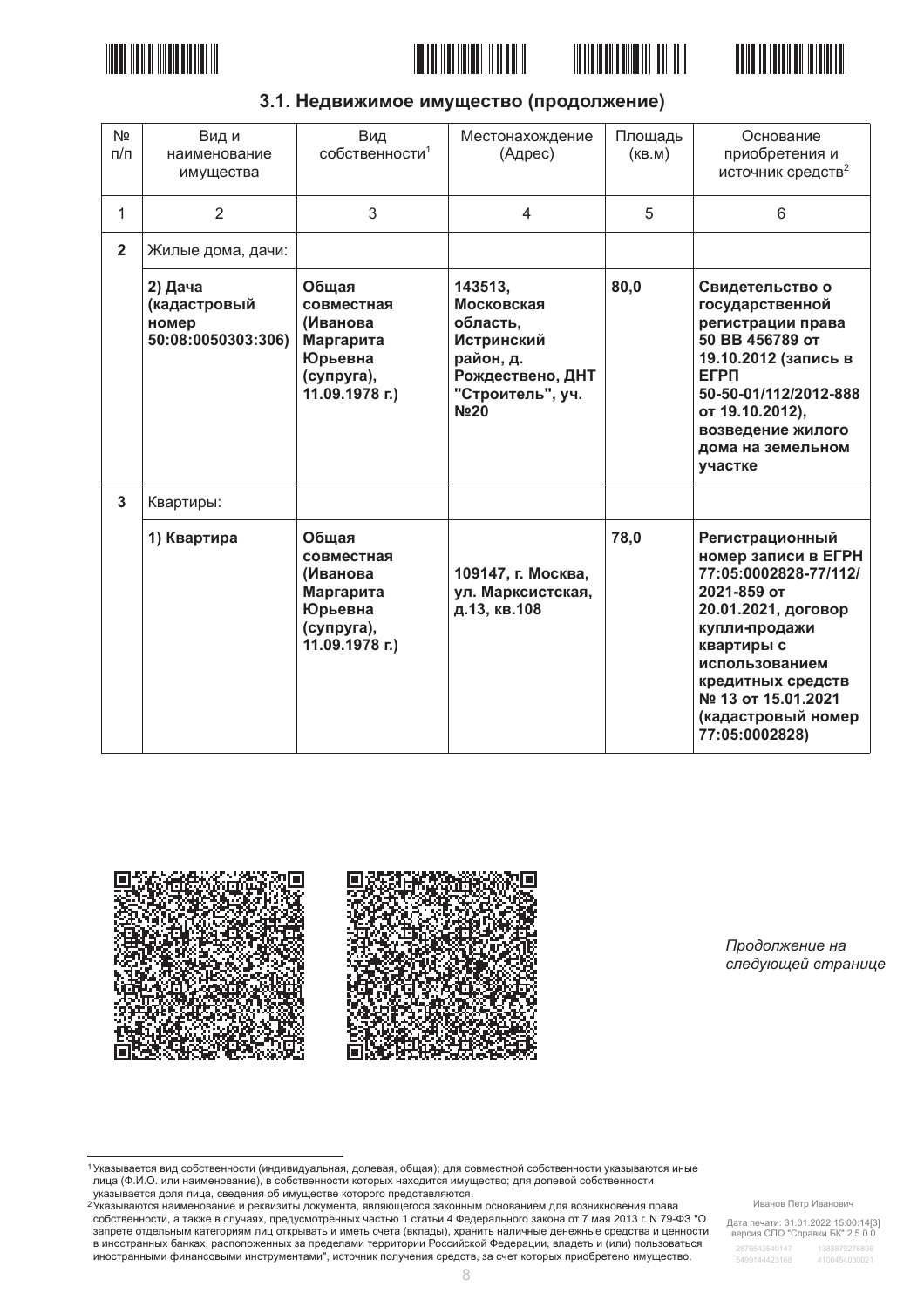## 3.1. Недвижимое имущество (продолжение)

| № п/п | Вид и наименование имущества | Вид собственности[1] | Местонахождение (Адрес) | Площадь (кв.м) | Основание приобретения и источник средств[2] |
|---|---|---|---|---|---|
| 1 | 2 | 3 | 4 | 5 | 6 |
| **2** | Жилые дома, дачи: | | | | |
| | **2) Дача (кадастровый номер 50:08:0050303:306)** | **Общая совместная (Иванова Маргарита Юрьевна (супруга), 11.09.1978 г.)** | **143513, Московская область, Истринский район, д. Рождествено, ДНТ "Строитель", уч. №20** | **80,0** | **Свидетельство о государственной регистрации права 50 ВВ 456789 от 19.10.2012 (запись в ЕГРП 50-50-01/112/2012-888 от 19.10.2012), возведение жилого дома на земельном участке** |
| **3** | Квартиры: | | | | |
| | **1) Квартира** | **Общая совместная (Иванова Маргарита Юрьевна (супруга), 11.09.1978 г.)** | **109147, г. Москва, ул. Марксистская, д.13, кв.108** | **78,0** | **Регистрационный номер записи в ЕГРН 77:05:0002828-77/112/2021-859 от 20.01.2021, договор купли-продажи квартиры с использованием кредитных средств № 13 от 15.01.2021 (кадастровый номер 77:05:0002828)** |

*Продолжение на следующей странице*

---

[1] Указывается вид собственности (индивидуальная, долевая, общая); для совместной собственности указываются иные лица (Ф.И.О. или наименование), в собственности которых находится имущество; для долевой собственности указывается доля лица, сведения об имуществе которого представляются.

[2] Указываются наименование и реквизиты документа, являющегося законным основанием для возникновения права собственности, а также в случаях, предусмотренных частью 1 статьи 4 Федерального закона от 7 мая 2013 г. N 79-ФЗ "О запрете отдельным категориям лиц открывать и иметь счета (вклады), хранить наличные денежные средства и ценности в иностранных банках, расположенных за пределами территории Российской Федерации, владеть и (или) пользоваться иностранными финансовыми инструментами", источник получения средств, за счет которых приобретено имущество.

Иванов Петр Иванович

Дата печати: 31.01.2022 15:00:14[3]
версия СПО "Справки БК" 2.5.0.0
2876543540147 1383879276806
5499144423168 4100454030021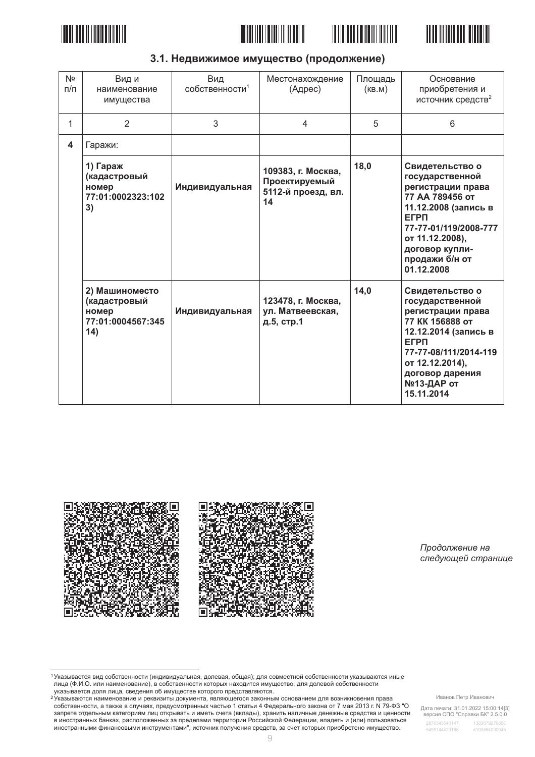### 3.1. Недвижимое имущество (продолжение)

| № п/п | Вид и наименование имущества | Вид собственности[1] | Местонахождение (Адрес) | Площадь (кв.м) | Основание приобретения и источник средств[2] |
|---|---|---|---|---|---|
| 1 | 2 | 3 | 4 | 5 | 6 |
| **4** | Гаражи: | | | | |
| | **1) Гараж (кадастровый номер 77:01:0002323:1023)** | **Индивидуальная** | **109383, г. Москва, Проектируемый 5112-й проезд, вл. 14** | **18,0** | **Свидетельство о государственной регистрации права 77 АА 789456 от 11.12.2008 (запись в ЕГРП 77-77-01/119/2008-777 от 11.12.2008), договор купли-продажи б/н от 01.12.2008** |
| | **2) Машиноместо (кадастровый номер 77:01:0004567:34514)** | **Индивидуальная** | **123478, г. Москва, ул. Матвеевская, д.5, стр.1** | **14,0** | **Свидетельство о государственной регистрации права 77 КК 156888 от 12.12.2014 (запись в ЕГРП 77-77-08/111/2014-119 от 12.12.2014), договор дарения №13-ДАР от 15.11.2014** |

*Продолжение на следующей странице*

[1] Указывается вид собственности (индивидуальная, долевая, общая); для совместной собственности указываются иные лица (Ф.И.О. или наименование), в собственности которых находится имущество; для долевой собственности указывается доля лица, сведения об имуществе которого представляются.

[2] Указываются наименование и реквизиты документа, являющегося законным основанием для возникновения права собственности, а также в случаях, предусмотренных частью 1 статьи 4 Федерального закона от 7 мая 2013 г. N 79-ФЗ "О запрете отдельным категориям лиц открывать и иметь счета (вклады), хранить наличные денежные средства и ценности в иностранных банках, расположенных за пределами территории Российской Федерации, владеть и (или) пользоваться иностранными финансовыми инструментами", источник получения средств, за счет которых приобретено имущество.

Иванов Петр Иванович

Дата печати: 31.01.2022 15:00:14[3]
версия СПО "Справки БК" 2.5.0.0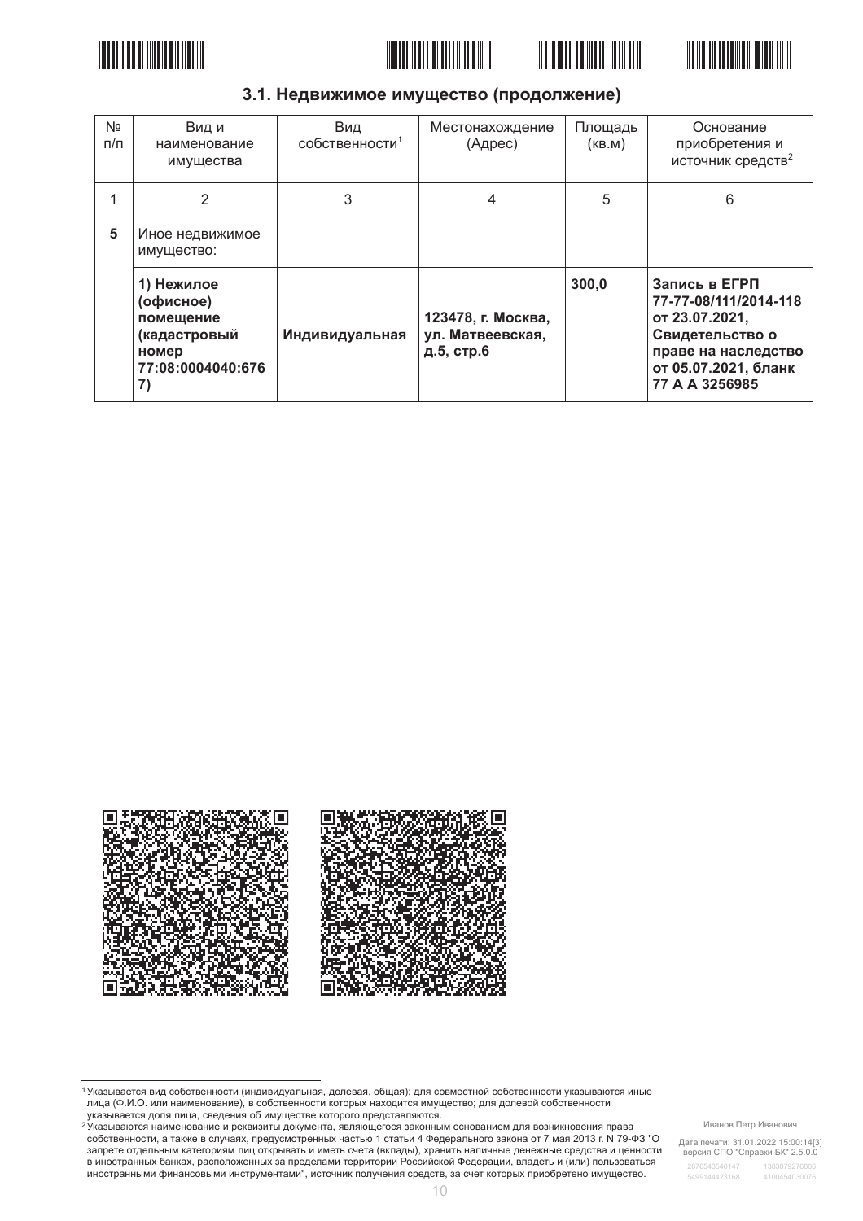## 3.1. Недвижимое имущество (продолжение)

| № п/п | Вид и наименование имущества | Вид собственности[1] | Местонахождение (Адрес) | Площадь (кв.м) | Основание приобретения и источник средств[2] |
|---|---|---|---|---|---|
| 1 | 2 | 3 | 4 | 5 | 6 |
| **5** | Иное недвижимое имущество: | | | | |
| | **1) Нежилое (офисное) помещение (кадастровый номер 77:08:0004040:6767)** | **Индивидуальная** | **123478, г. Москва, ул. Матвеевская, д.5, стр.6** | **300,0** | **Запись в ЕГРП 77-77-08/111/2014-118 от 23.07.2021, Свидетельство о праве на наследство от 05.07.2021, бланк 77 А А 3256985** |

---

[1] Указывается вид собственности (индивидуальная, долевая, общая); для совместной собственности указываются иные лица (Ф.И.О. или наименование), в собственности которых находится имущество; для долевой собственности указывается доля лица, сведения об имуществе которого представляются.

[2] Указываются наименование и реквизиты документа, являющегося законным основанием для возникновения права собственности, а также в случаях, предусмотренных частью 1 статьи 4 Федерального закона от 7 мая 2013 г. N 79-ФЗ "О запрете отдельным категориям лиц открывать и иметь счета (вклады), хранить наличные денежные средства и ценности в иностранных банках, расположенных за пределами территории Российской Федерации, владеть и (или) пользоваться иностранными финансовыми инструментами", источник получения средств, за счет которых приобретено имущество.

Иванов Петр Иванович

Дата печати: 31.01.2022 15:00:14[3]
версия СПО "Справки БК" 2.5.0.0

2876543540147 1383879276806
5499144423168 4100454030076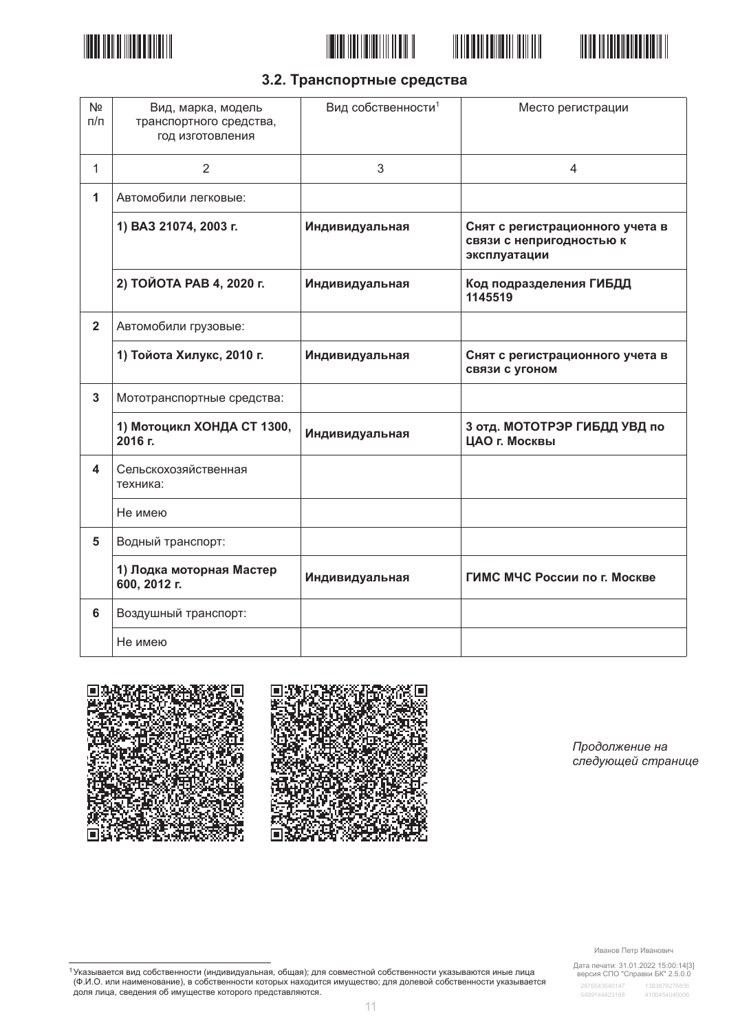### 3.2. Транспортные средства

| № п/п | Вид, марка, модель транспортного средства, год изготовления | Вид собственности[1] | Место регистрации |
|---|---|---|---|
| 1 | 2 | 3 | 4 |
| **1** | Автомобили легковые: | | |
| | **1) ВАЗ 21074, 2003 г.** | **Индивидуальная** | **Снят с регистрационного учета в связи с непригодностью к эксплуатации** |
| | **2) ТОЙОТА РАВ 4, 2020 г.** | **Индивидуальная** | **Код подразделения ГИБДД 1145519** |
| **2** | Автомобили грузовые: | | |
| | **1) Тойота Хилукс, 2010 г.** | **Индивидуальная** | **Снят с регистрационного учета в связи с угоном** |
| **3** | Мототранспортные средства: | | |
| | **1) Мотоцикл ХОНДА СТ 1300, 2016 г.** | **Индивидуальная** | **3 отд. МОТОТРЭР ГИБДД УВД по ЦАО г. Москвы** |
| **4** | Сельскохозяйственная техника: | | |
| | Не имею | | |
| **5** | Водный транспорт: | | |
| | **1) Лодка моторная Мастер 600, 2012 г.** | **Индивидуальная** | **ГИМС МЧС России по г. Москве** |
| **6** | Воздушный транспорт: | | |
| | Не имею | | |

*Продолжение на следующей странице*

Иванов Петр Иванович

Дата печати: 31.01.2022 15:00:14[3]
версия СПО "Справки БК" 2.5.0.0

[1] Указывается вид собственности (индивидуальная, общая); для совместной собственности указываются иные лица (Ф.И.О. или наименование), в собственности которых находится имущество; для долевой собственности указывается доля лица, сведения об имуществе которого представляются.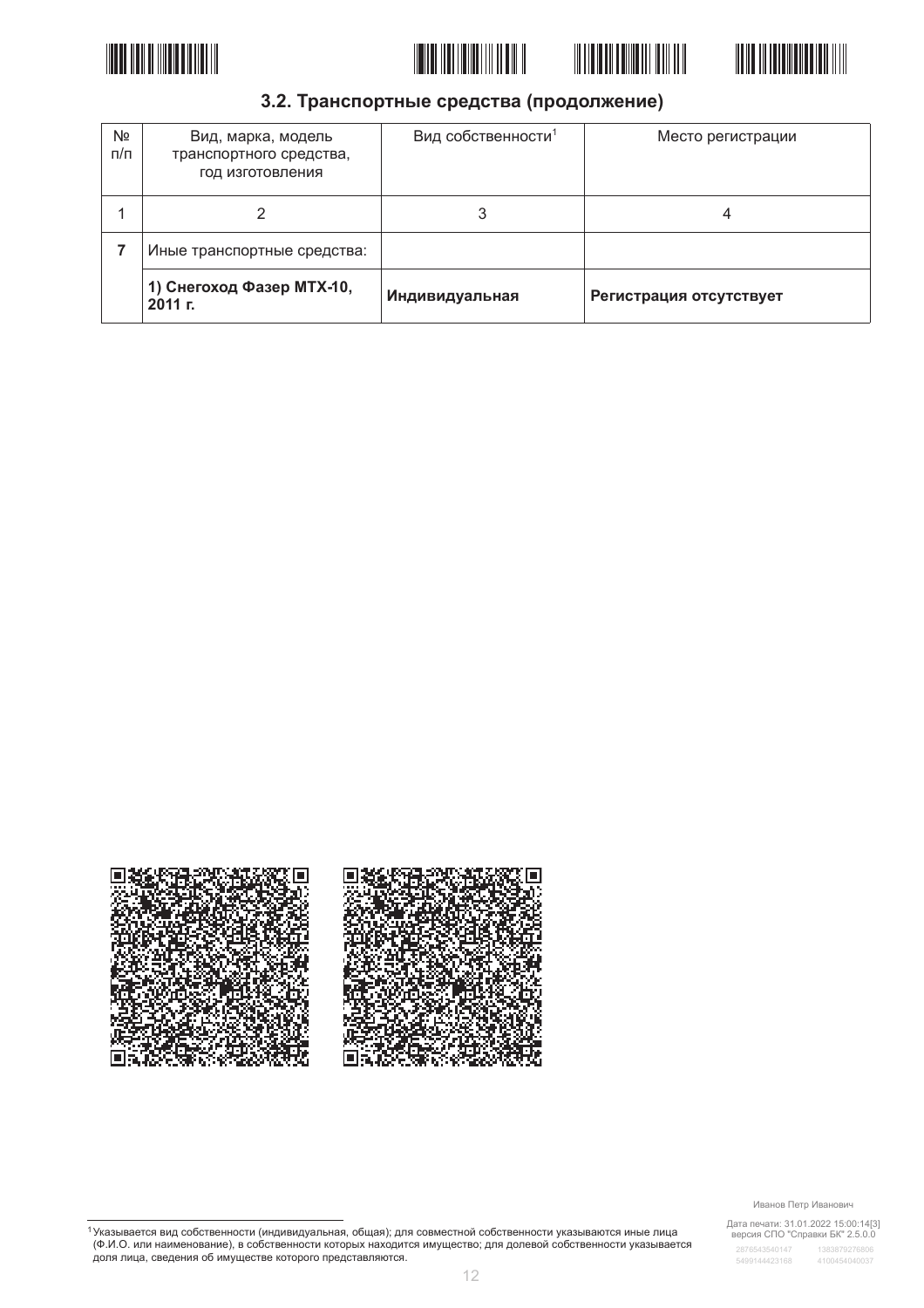### 3.2. Транспортные средства (продолжение)

| № п/п | Вид, марка, модель транспортного средства, год изготовления | Вид собственности[1] | Место регистрации |
|---|---|---|---|
| 1 | 2 | 3 | 4 |
| **7** | Иные транспортные средства: | | |
| | **1) Снегоход Фазер MTX-10, 2011 г.** | **Индивидуальная** | **Регистрация отсутствует** |

Иванов Петр Иванович

Дата печати: 31.01.2022 15:00:14[3]
версия СПО "Справки БК" 2.5.0.0

2876543540147 1383879276806
5499144423168 4100454040037

[1] Указывается вид собственности (индивидуальная, общая); для совместной собственности указываются иные лица (Ф.И.О. или наименование), в собственности которых находится имущество; для долевой собственности указывается доля лица, сведения об имуществе которого представляются.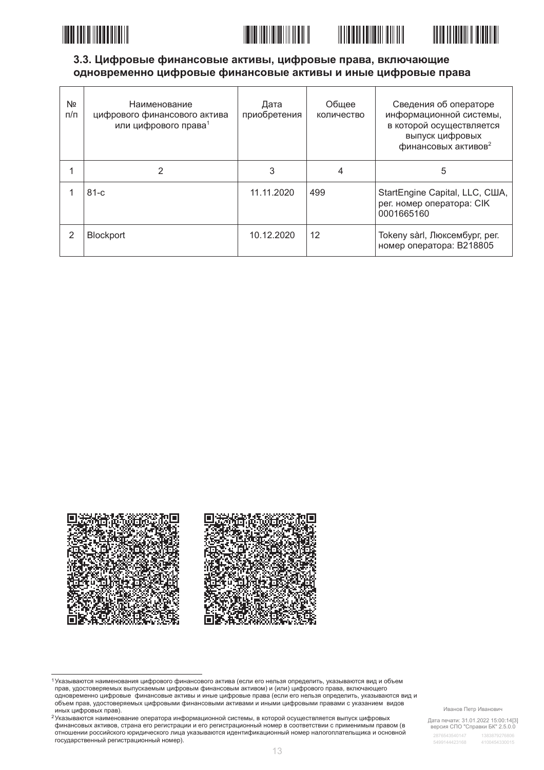### 3.3. Цифровые финансовые активы, цифровые права, включающие одновременно цифровые финансовые активы и иные цифровые права

| № п/п | Наименование цифрового финансового актива или цифрового права[1] | Дата приобретения | Общее количество | Сведения об операторе информационной системы, в которой осуществляется выпуск цифровых финансовых активов[2] |
|---|---|---|---|---|
| 1 | 2 | 3 | 4 | 5 |
| 1 | 81-с | 11.11.2020 | 499 | StartEngine Capital, LLC, США, рег. номер оператора: CIK 0001665160 |
| 2 | Blockport | 10.12.2020 | 12 | Tokeny sàrl, Люксембург, рег. номер оператора: B218805 |

[1] Указываются наименования цифрового финансового актива (если его нельзя определить, указываются вид и объем прав, удостоверяемых выпускаемым цифровым финансовым активом) и (или) цифрового права, включающего одновременно цифровые финансовые активы и иные цифровые права (если его нельзя определить, указываются вид и объем прав, удостоверяемых цифровыми финансовыми активами и иными цифровыми правами с указанием видов иных цифровых прав).

[2] Указываются наименование оператора информационной системы, в которой осуществляется выпуск цифровых финансовых активов, страна его регистрации и его регистрационный номер в соответствии с применимым правом (в отношении российского юридического лица указываются идентификационный номер налогоплательщика и основной государственный регистрационный номер).

Иванов Петр Иванович

Дата печати: 31.01.2022 15:00:14[3]
версия СПО "Справки БК" 2.5.0.0

2876543540147 1383879276806
5499144423168 4100454330015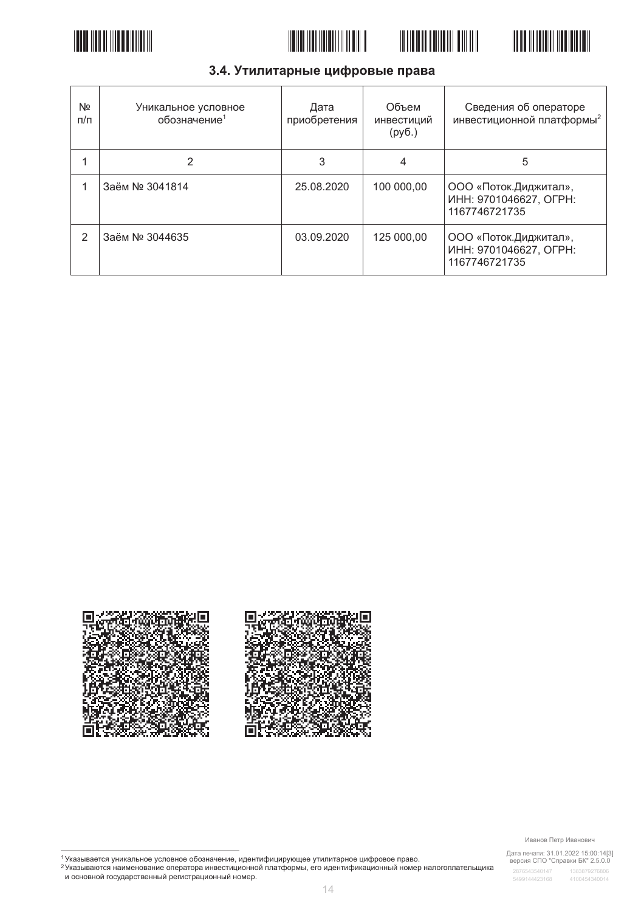### 3.4. Утилитарные цифровые права

| № п/п | Уникальное условное обозначение[1] | Дата приобретения | Объем инвестиций (руб.) | Сведения об операторе инвестиционной платформы[2] |
|---|---|---|---|---|
| 1 | 2 | 3 | 4 | 5 |
| 1 | Заём № 3041814 | 25.08.2020 | 100 000,00 | ООО «Поток.Диджитал», ИНН: 9701046627, ОГРН: 1167746721735 |
| 2 | Заём № 3044635 | 03.09.2020 | 125 000,00 | ООО «Поток.Диджитал», ИНН: 9701046627, ОГРН: 1167746721735 |

Иванов Петр Иванович

Дата печати: 31.01.2022 15:00:14[3]
версия СПО "Справки БК" 2.5.0.0

[1] Указывается уникальное условное обозначение, идентифицирующее утилитарное цифровое право.
[2] Указываются наименование оператора инвестиционной платформы, его идентификационный номер налогоплательщика и основной государственный регистрационный номер.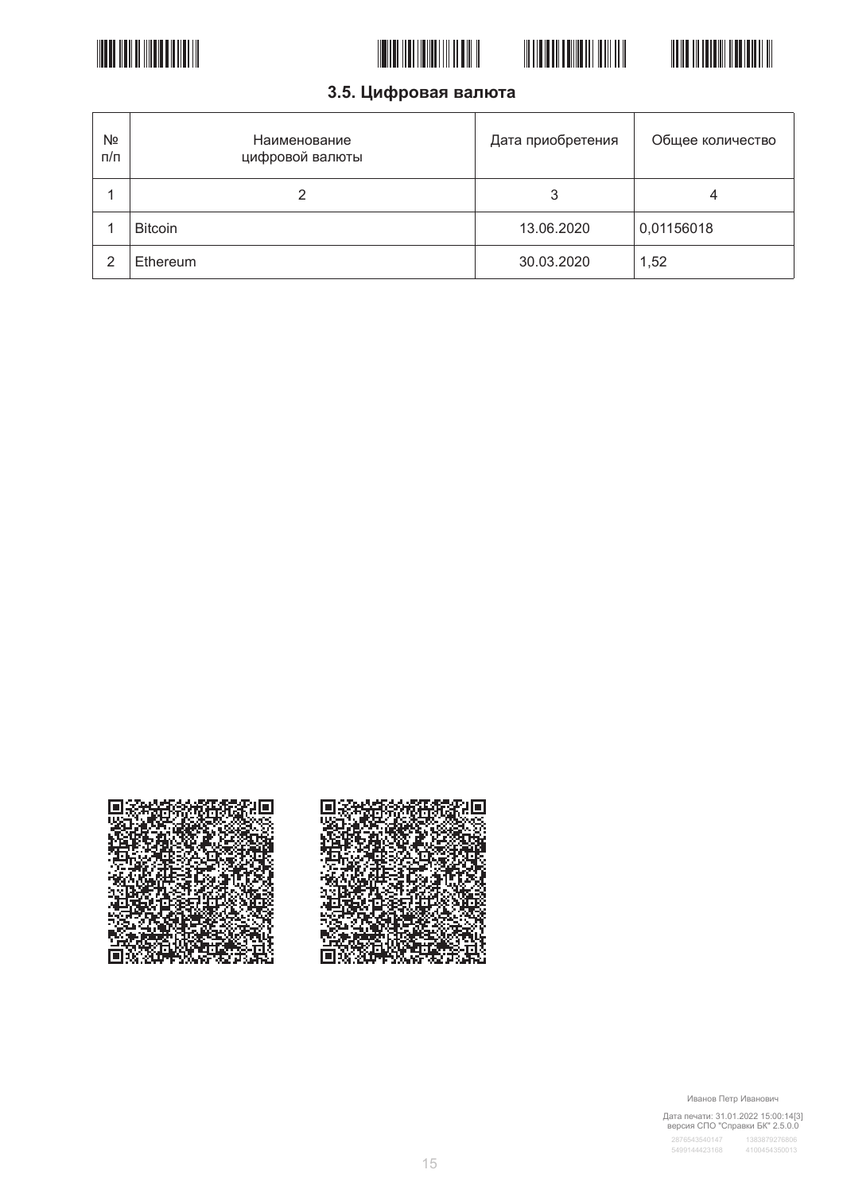### 3.5. Цифровая валюта

| № п/п | Наименование цифровой валюты | Дата приобретения | Общее количество |
|---|---|---|---|
| 1 | 2 | 3 | 4 |
| 1 | Bitcoin | 13.06.2020 | 0,01156018 |
| 2 | Ethereum | 30.03.2020 | 1,52 |

Иванов Петр Иванович

Дата печати: 31.01.2022 15:00:14[3]
версия СПО "Справки БК" 2.5.0.0

2876543540147 1383879276806
5499144423168 4100454350013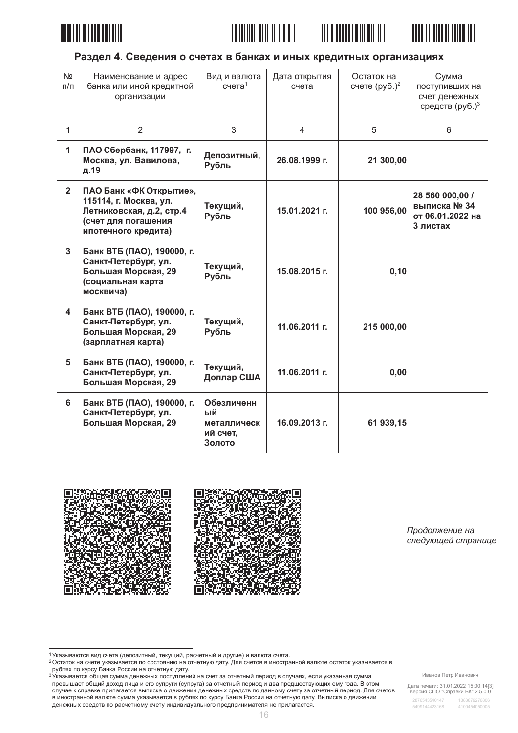## Раздел 4. Сведения о счетах в банках и иных кредитных организациях

| № п/п | Наименование и адрес банка или иной кредитной организации | Вид и валюта счета[1] | Дата открытия счета | Остаток на счете (руб.)[2] | Сумма поступивших на счет денежных средств (руб.)[3] |
|---|---|---|---|---|---|
| 1 | 2 | 3 | 4 | 5 | 6 |
| **1** | **ПАО Сбербанк, 117997, г. Москва, ул. Вавилова, д.19** | **Депозитный, Рубль** | **26.08.1999 г.** | **21 300,00** | |
| **2** | **ПАО Банк «ФК Открытие», 115114, г. Москва, ул. Летниковская, д.2, стр.4 (счет для погашения ипотечного кредита)** | **Текущий, Рубль** | **15.01.2021 г.** | **100 956,00** | **28 560 000,00 / выписка № 34 от 06.01.2022 на 3 листах** |
| **3** | **Банк ВТБ (ПАО), 190000, г. Санкт-Петербург, ул. Большая Морская, 29 (социальная карта москвича)** | **Текущий, Рубль** | **15.08.2015 г.** | **0,10** | |
| **4** | **Банк ВТБ (ПАО), 190000, г. Санкт-Петербург, ул. Большая Морская, 29 (зарплатная карта)** | **Текущий, Рубль** | **11.06.2011 г.** | **215 000,00** | |
| **5** | **Банк ВТБ (ПАО), 190000, г. Санкт-Петербург, ул. Большая Морская, 29** | **Текущий, Доллар США** | **11.06.2011 г.** | **0,00** | |
| **6** | **Банк ВТБ (ПАО), 190000, г. Санкт-Петербург, ул. Большая Морская, 29** | **Обезличенный металлический счет, Золото** | **16.09.2013 г.** | **61 939,15** | |

*Продолжение на следующей странице*

---

[1] Указываются вид счета (депозитный, текущий, расчетный и другие) и валюта счета.

[2] Остаток на счете указывается по состоянию на отчетную дату. Для счетов в иностранной валюте остаток указывается в рублях по курсу Банка России на отчетную дату.

[3] Указывается общая сумма денежных поступлений на счет за отчетный период в случаях, если указанная сумма превышает общий доход лица и его супруги (супруга) за отчетный период и два предшествующих ему года. В этом случае к справке прилагается выписка о движении денежных средств по данному счету за отчетный период. Для счетов в иностранной валюте сумма указывается в рублях по курсу Банка России на отчетную дату. Выписка о движении денежных средств по расчетному счету индивидуального предпринимателя не прилагается.

Иванов Петр Иванович

Дата печати: 31.01.2022 15:00:14[3]
версия СПО "Справки БК" 2.5.0.0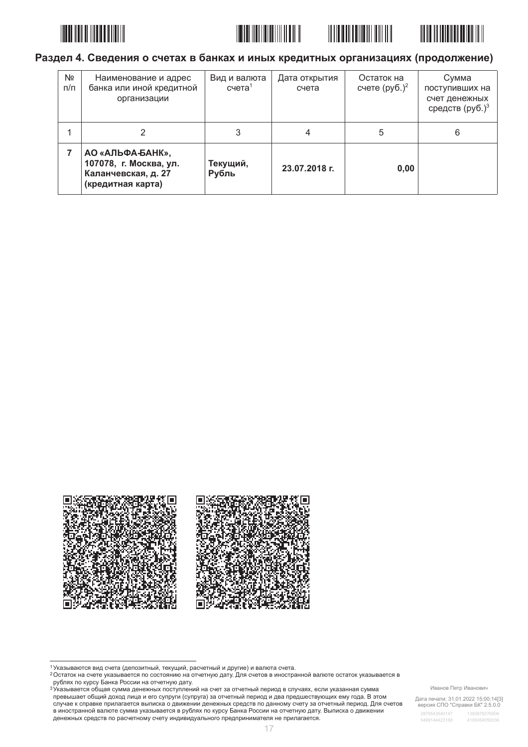## Раздел 4. Сведения о счетах в банках и иных кредитных организациях (продолжение)

| № п/п | Наименование и адрес банка или иной кредитной организации | Вид и валюта счета[1] | Дата открытия счета | Остаток на счете (руб.)[2] | Сумма поступивших на счет денежных средств (руб.)[3] |
|---|---|---|---|---|---|
| 1 | 2 | 3 | 4 | 5 | 6 |
| **7** | **АО «АЛЬФА-БАНК», 107078, г. Москва, ул. Каланчевская, д. 27 (кредитная карта)** | **Текущий, Рубль** | **23.07.2018 г.** | **0,00** | |

[1] Указываются вид счета (депозитный, текущий, расчетный и другие) и валюта счета.
[2] Остаток на счете указывается по состоянию на отчетную дату. Для счетов в иностранной валюте остаток указывается в рублях по курсу Банка России на отчетную дату.
[3] Указывается общая сумма денежных поступлений на счет за отчетный период в случаях, если указанная сумма превышает общий доход лица и его супруги (супруга) за отчетный период и два предшествующих ему года. В этом случае к справке прилагается выписка о движении денежных средств по данному счету за отчетный период. Для счетов в иностранной валюте сумма указывается в рублях по курсу Банка России на отчетную дату. Выписка о движении денежных средств по расчетному счету индивидуального предпринимателя не прилагается.

Иванов Петр Иванович

Дата печати: 31.01.2022 15:00:14[3]
версия СПО "Справки БК" 2.5.0.0
2876543540147 1383879276806
5499144423168 4100454050036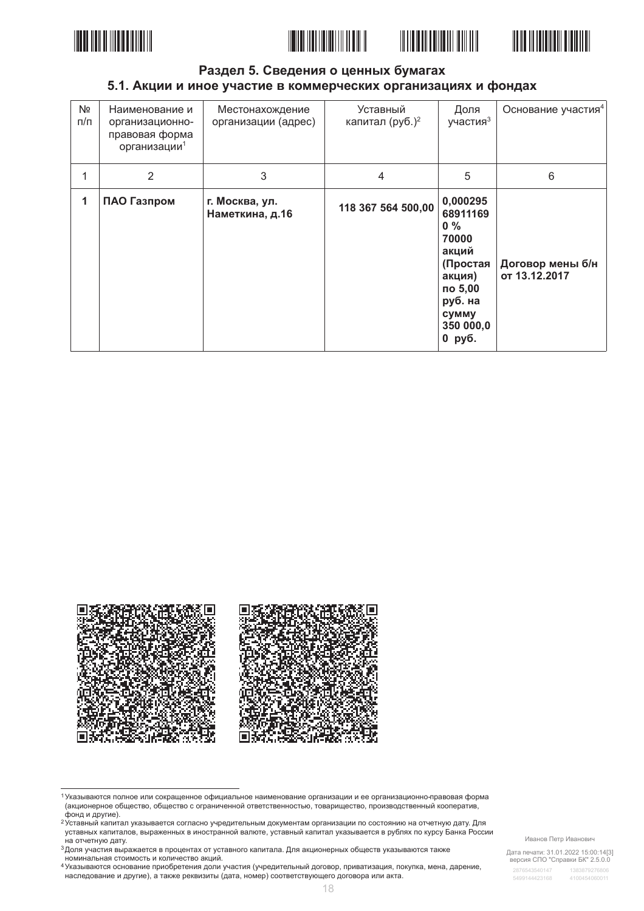## Раздел 5. Сведения о ценных бумагах

### 5.1. Акции и иное участие в коммерческих организациях и фондах

| № п/п | Наименование и организационно-правовая форма организации[1] | Местонахождение организации (адрес) | Уставный капитал (руб.)[2] | Доля участия[3] | Основание участия[4] |
|---|---|---|---|---|---|
| 1 | 2 | 3 | 4 | 5 | 6 |
| **1** | **ПАО Газпром** | **г. Москва, ул. Наметкина, д.16** | **118 367 564 500,00** | **0,00029568911690 % 70000 акций (Простая акция) по 5,00 руб. на сумму 350 000,00 руб.** | **Договор мены б/н от 13.12.2017** |

---

[1] Указываются полное или сокращенное официальное наименование организации и ее организационно-правовая форма (акционерное общество, общество с ограниченной ответственностью, товарищество, производственный кооператив, фонд и другие).

[2] Уставный капитал указывается согласно учредительным документам организации по состоянию на отчетную дату. Для уставных капиталов, выраженных в иностранной валюте, уставный капитал указывается в рублях по курсу Банка России на отчетную дату.

[3] Доля участия выражается в процентах от уставного капитала. Для акционерных обществ указываются также номинальная стоимость и количество акций.

[4] Указываются основание приобретения доли участия (учредительный договор, приватизация, покупка, мена, дарение, наследование и другие), а также реквизиты (дата, номер) соответствующего договора или акта.

Иванов Петр Иванович

Дата печати: 31.01.2022 15:00:14[3]
версия СПО "Справки БК" 2.5.0.0

2876543540147 1383879276806
5499144423168 4100454060011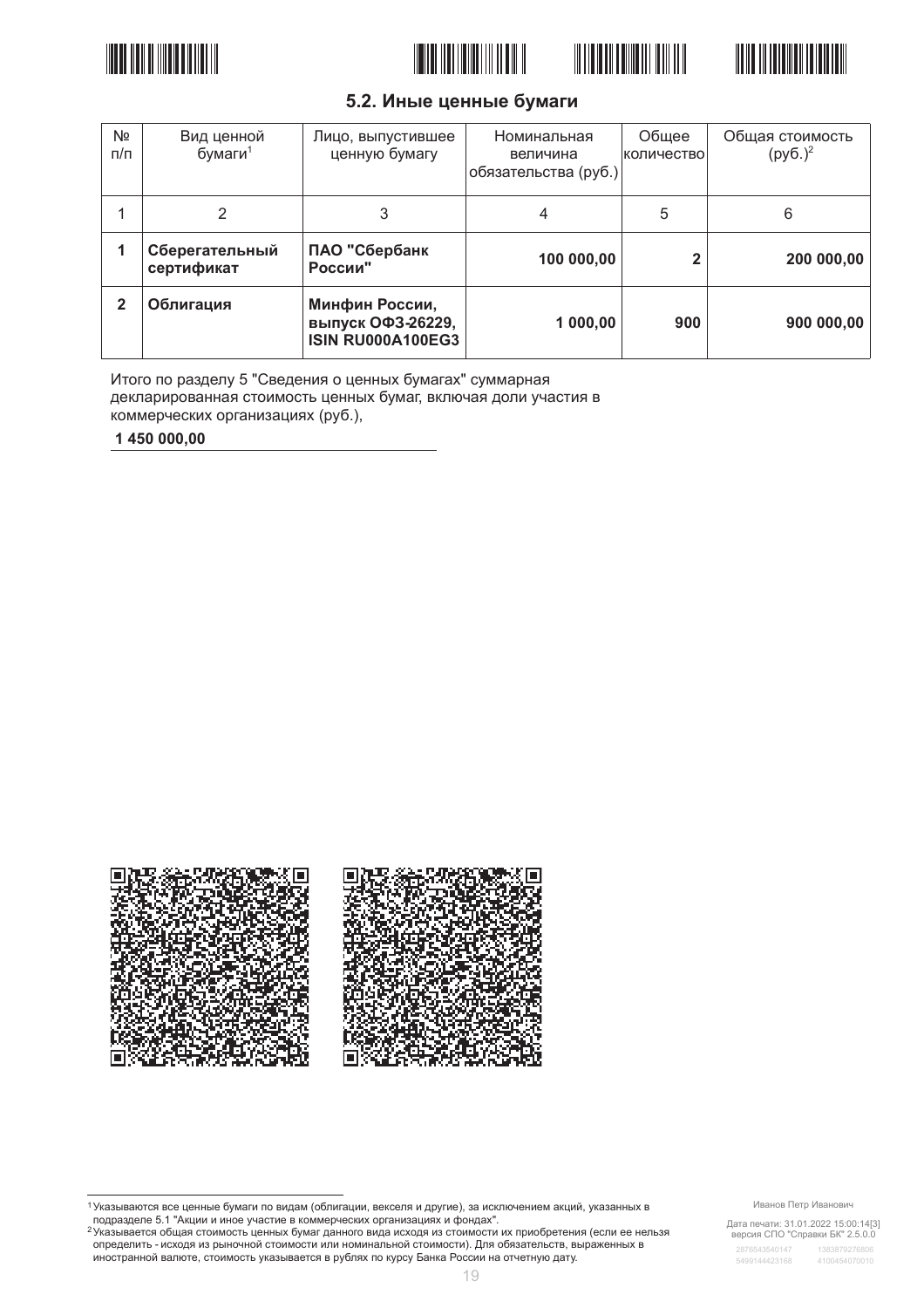### 5.2. Иные ценные бумаги

| № п/п | Вид ценной бумаги[1] | Лицо, выпустившее ценную бумагу | Номинальная величина обязательства (руб.) | Общее количество | Общая стоимость (руб.)[2] |
|---|---|---|---|---|---|
| 1 | 2 | 3 | 4 | 5 | 6 |
| **1** | **Сберегательный сертификат** | **ПАО "Сбербанк России"** | **100 000,00** | **2** | **200 000,00** |
| **2** | **Облигация** | **Минфин России, выпуск ОФЗ-26229, ISIN RU000A100EG3** | **1 000,00** | **900** | **900 000,00** |

Итого по разделу 5 "Сведения о ценных бумагах" суммарная декларированная стоимость ценных бумаг, включая доли участия в коммерческих организациях (руб.),

**1 450 000,00**

---

[1] Указываются все ценные бумаги по видам (облигации, векселя и другие), за исключением акций, указанных в подразделе 5.1 "Акции и иное участие в коммерческих организациях и фондах".

[2] Указывается общая стоимость ценных бумаг данного вида исходя из стоимости их приобретения (если ее нельзя определить - исходя из рыночной стоимости или номинальной стоимости). Для обязательств, выраженных в иностранной валюте, стоимость указывается в рублях по курсу Банка России на отчетную дату.

Иванов Петр Иванович

Дата печати: 31.01.2022 15:00:14[3]
версия СПО "Справки БК" 2.5.0.0

2876543540147 1383879276806
5499144423168 4100454070010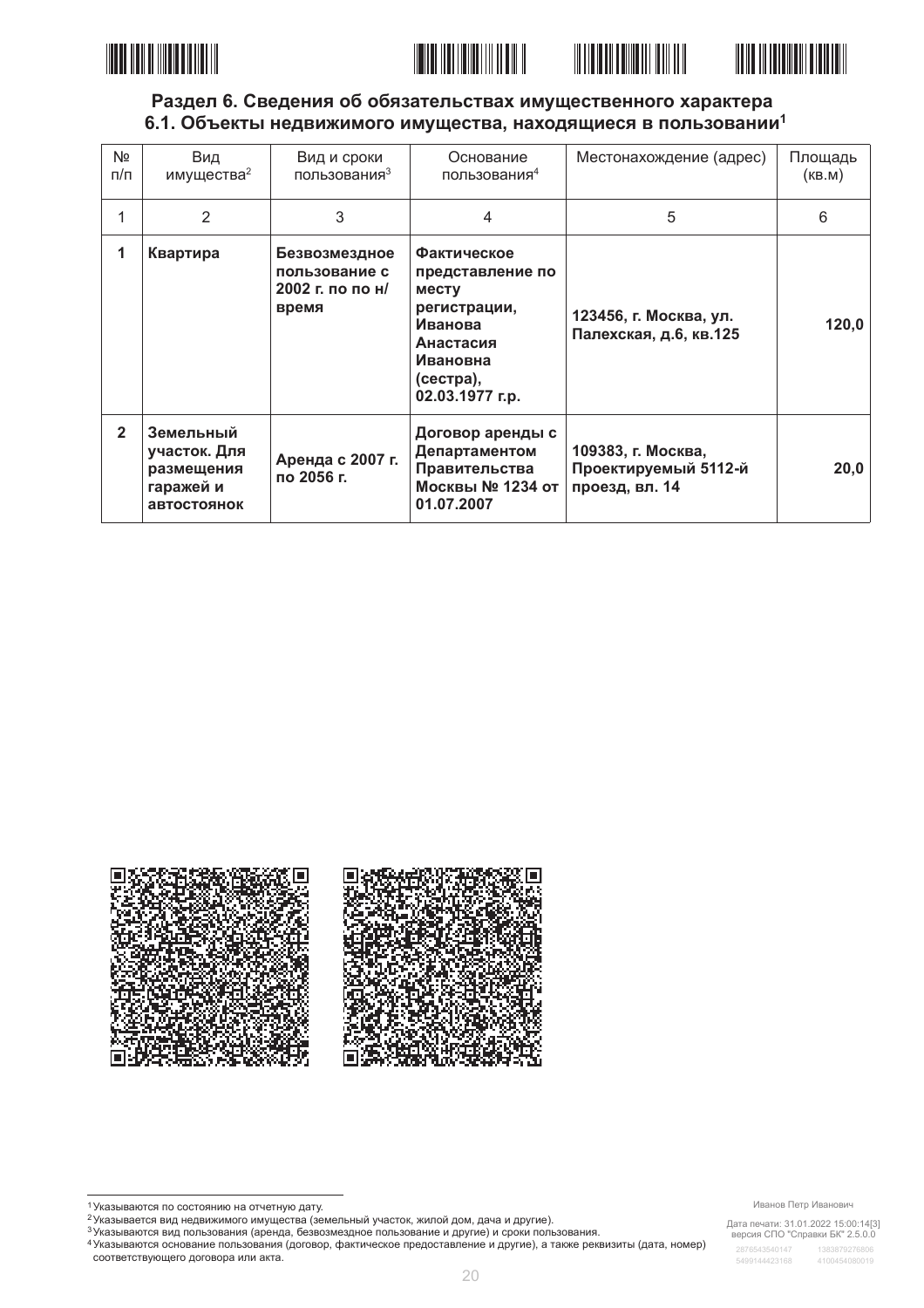## Раздел 6. Сведения об обязательствах имущественного характера

### 6.1. Объекты недвижимого имущества, находящиеся в пользовании[1]

| № п/п | Вид имущества[2] | Вид и сроки пользования[3] | Основание пользования[4] | Местонахождение (адрес) | Площадь (кв.м) |
|---|---|---|---|---|---|
| 1 | 2 | 3 | 4 | 5 | 6 |
| **1** | **Квартира** | **Безвозмездное пользование с 2002 г. по по н/время** | **Фактическое представление по месту регистрации, Иванова Анастасия Ивановна (сестра), 02.03.1977 г.р.** | **123456, г. Москва, ул. Палехская, д.6, кв.125** | **120,0** |
| **2** | **Земельный участок. Для размещения гаражей и автостоянок** | **Аренда с 2007 г. по 2056 г.** | **Договор аренды с Департаментом Правительства Москвы № 1234 от 01.07.2007** | **109383, г. Москва, Проектируемый 5112-й проезд, вл. 14** | **20,0** |

[1] Указываются по состоянию на отчетную дату.
[2] Указывается вид недвижимого имущества (земельный участок, жилой дом, дача и другие).
[3] Указываются вид пользования (аренда, безвозмездное пользование и другие) и сроки пользования.
[4] Указываются основание пользования (договор, фактическое предоставление и другие), а также реквизиты (дата, номер) соответствующего договора или акта.

Иванов Петр Иванович

Дата печати: 31.01.2022 15:00:14[3]
версия СПО "Справки БК" 2.5.0.0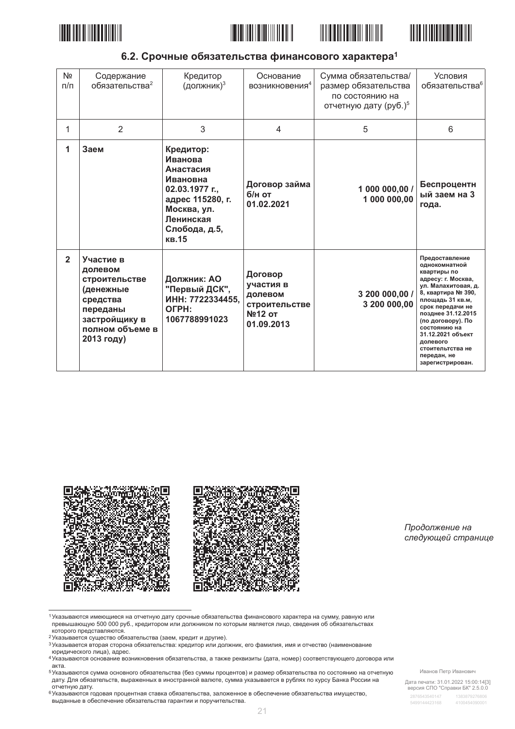## 6.2. Срочные обязательства финансового характера[1]

| № п/п | Содержание обязательства[2] | Кредитор (должник)[3] | Основание возникновения[4] | Сумма обязательства/ размер обязательства по состоянию на отчетную дату (руб.)[5] | Условия обязательства[6] |
|---|---|---|---|---|---|
| 1 | 2 | 3 | 4 | 5 | 6 |
| **1** | **Заем** | **Кредитор: Иванова Анастасия Ивановна 02.03.1977 г., адрес 115280, г. Москва, ул. Ленинская Слобода, д.5, кв.15** | **Договор займа б/н от 01.02.2021** | **1 000 000,00 / 1 000 000,00** | **Беспроцентный заем на 3 года.** |
| **2** | **Участие в долевом строительстве (денежные средства переданы застройщику в полном объеме в 2013 году)** | **Должник: АО "Первый ДСК", ИНН: 7722334455, ОГРН: 1067788991023** | **Договор участия в долевом строительстве №12 от 01.09.2013** | **3 200 000,00 / 3 200 000,00** | **Предоставление однокомнатной квартиры по адресу: г. Москва, ул. Малахитовая, д. 8, квартира № 390, площадь 31 кв.м, срок передачи не позднее 31.12.2015 (по договору). По состоянию на 31.12.2021 объект долевого строительства не передан, не зарегистрирован.** |

*Продолжение на следующей странице*

---

[1] Указываются имеющиеся на отчетную дату срочные обязательства финансового характера на сумму, равную или превышающую 500 000 руб., кредитором или должником по которым является лицо, сведения об обязательствах которого представляются.

[2] Указывается существо обязательства (заем, кредит и другие).

[3] Указывается вторая сторона обязательства: кредитор или должник, его фамилия, имя и отчество (наименование юридического лица), адрес.

[4] Указываются основание возникновения обязательства, а также реквизиты (дата, номер) соответствующего договора или акта.

[5] Указываются сумма основного обязательства (без суммы процентов) и размер обязательства по состоянию на отчетную дату. Для обязательств, выраженных в иностранной валюте, сумма указывается в рублях по курсу Банка России на отчетную дату.

[6] Указываются годовая процентная ставка обязательства, заложенное в обеспечение обязательства имущество, выданные в обеспечение обязательства гарантии и поручительства.

Иванов Петр Иванович

Дата печати: 31.01.2022 15:00:14[3]
версия СПО "Справки БК" 2.5.0.0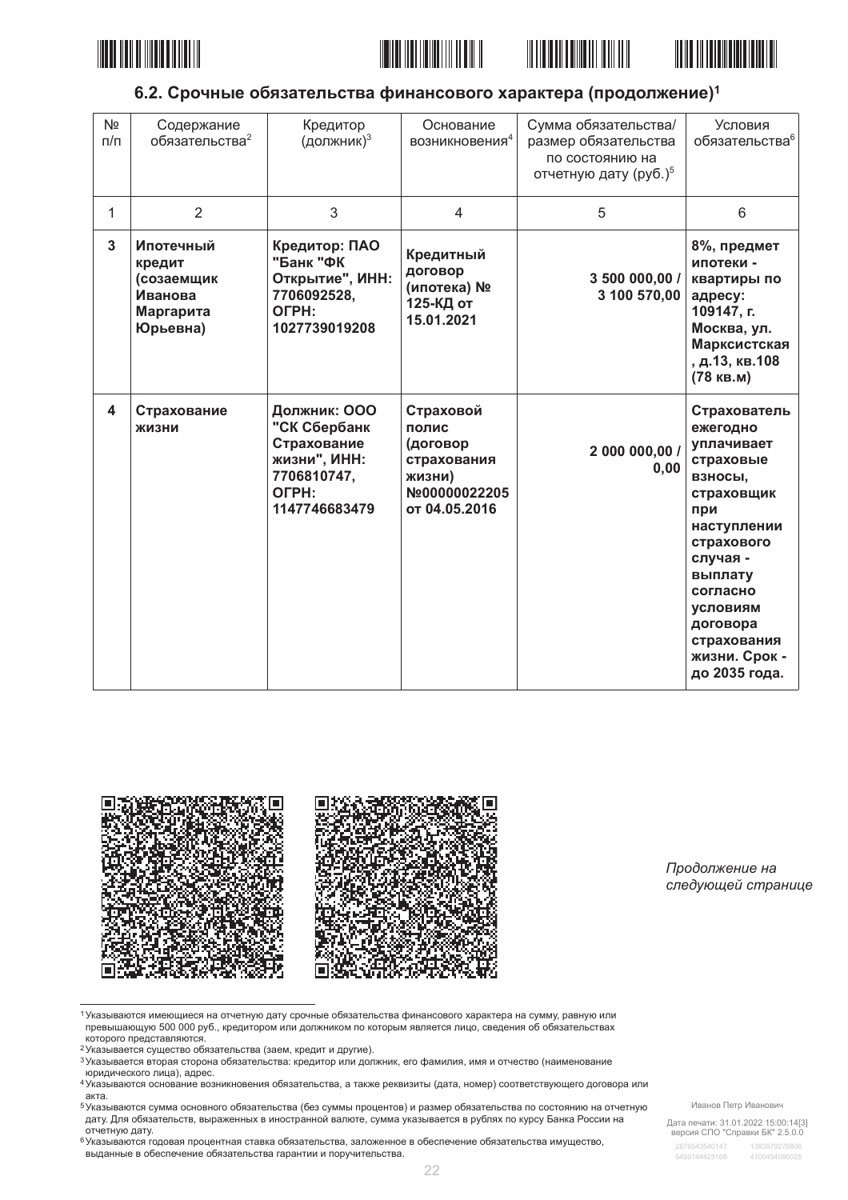### 6.2. Срочные обязательства финансового характера (продолжение)[1]

| № п/п | Содержание обязательства[2] | Кредитор (должник)[3] | Основание возникновения[4] | Сумма обязательства/ размер обязательства по состоянию на отчетную дату (руб.)[5] | Условия обязательства[6] |
|---|---|---|---|---|---|
| 1 | 2 | 3 | 4 | 5 | 6 |
| **3** | **Ипотечный кредит (созаемщик Иванова Маргарита Юрьевна)** | **Кредитор: ПАО "Банк "ФК Открытие", ИНН: 7706092528, ОГРН: 1027739019208** | **Кредитный договор (ипотека) № 125-КД от 15.01.2021** | **3 500 000,00 / 3 100 570,00** | **8%, предмет ипотеки - квартиры по адресу: 109147, г. Москва, ул. Марксистская, д.13, кв.108 (78 кв.м)** |
| **4** | **Страхование жизни** | **Должник: ООО "СК Сбербанк Страхование жизни", ИНН: 7706810747, ОГРН: 1147746683479** | **Страховой полис (договор страхования жизни) №00000022205 от 04.05.2016** | **2 000 000,00 / 0,00** | **Страхователь ежегодно уплачивает страховые взносы, страховщик при наступлении страхового случая - выплату согласно условиям договора страхования жизни. Срок - до 2035 года.** |

*Продолжение на следующей странице*

---

[1] Указываются имеющиеся на отчетную дату срочные обязательства финансового характера на сумму, равную или превышающую 500 000 руб., кредитором или должником по которым является лицо, сведения об обязательствах которого представляются.

[2] Указывается существо обязательства (заем, кредит и другие).

[3] Указывается вторая сторона обязательства: кредитор или должник, его фамилия, имя и отчество (наименование юридического лица), адрес.

[4] Указываются основание возникновения обязательства, а также реквизиты (дата, номер) соответствующего договора или акта.

[5] Указываются сумма основного обязательства (без суммы процентов) и размер обязательства по состоянию на отчетную дату. Для обязательств, выраженных в иностранной валюте, сумма указывается в рублях по курсу Банка России на отчетную дату.

[6] Указываются годовая процентная ставка обязательства, заложенное в обеспечение обязательства имущество, выданные в обеспечение обязательства гарантии и поручительства.

Иванов Петр Иванович

Дата печати: 31.01.2022 15:00:14[3]
версия СПО "Справки БК" 2.5.0.0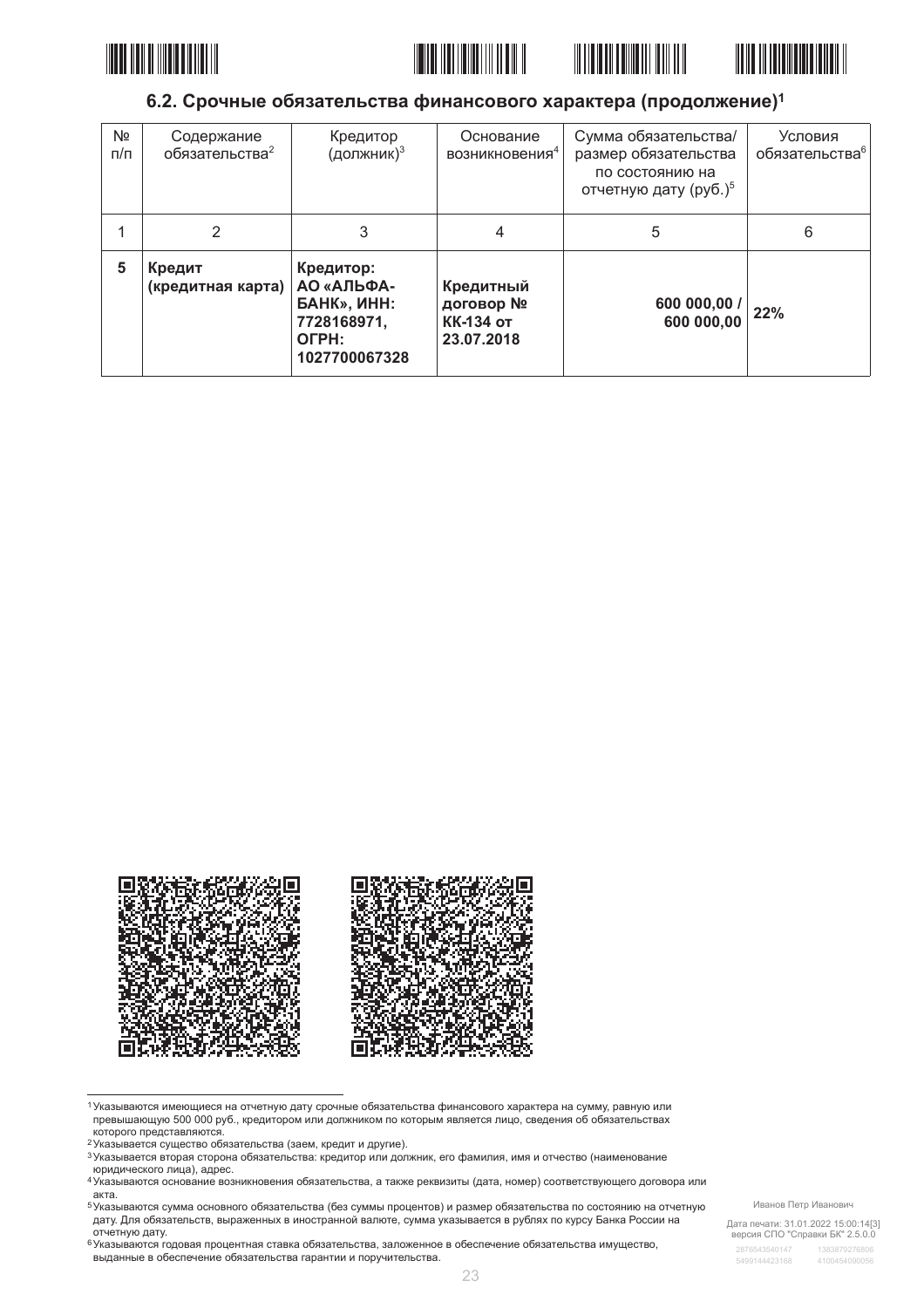### 6.2. Срочные обязательства финансового характера (продолжение)[1]

| № п/п | Содержание обязательства[2] | Кредитор (должник)[3] | Основание возникновения[4] | Сумма обязательства/ размер обязательства по состоянию на отчетную дату (руб.)[5] | Условия обязательства[6] |
|---|---|---|---|---|---|
| 1 | 2 | 3 | 4 | 5 | 6 |
| **5** | **Кредит (кредитная карта)** | **Кредитор: АО «АЛЬФА-БАНК», ИНН: 7728168971, ОГРН: 1027700067328** | **Кредитный договор № КК-134 от 23.07.2018** | **600 000,00 / 600 000,00** | **22%** |

[1] Указываются имеющиеся на отчетную дату срочные обязательства финансового характера на сумму, равную или превышающую 500 000 руб., кредитором или должником по которым является лицо, сведения об обязательствах которого представляются.

[2] Указывается существо обязательства (заем, кредит и другие).

[3] Указывается вторая сторона обязательства: кредитор или должник, его фамилия, имя и отчество (наименование юридического лица), адрес.

[4] Указываются основание возникновения обязательства, а также реквизиты (дата, номер) соответствующего договора или акта.

[5] Указываются сумма основного обязательства (без суммы процентов) и размер обязательства по состоянию на отчетную дату. Для обязательств, выраженных в иностранной валюте, сумма указывается в рублях по курсу Банка России на отчетную дату.

[6] Указываются годовая процентная ставка обязательства, заложенное в обеспечение обязательства имущество, выданные в обеспечение обязательства гарантии и поручительства.

Иванов Петр Иванович

Дата печати: 31.01.2022 15:00:14[3]
версия СПО "Справки БК" 2.5.0.0

2876543540147 1383879276806
5499144423168 4100454090056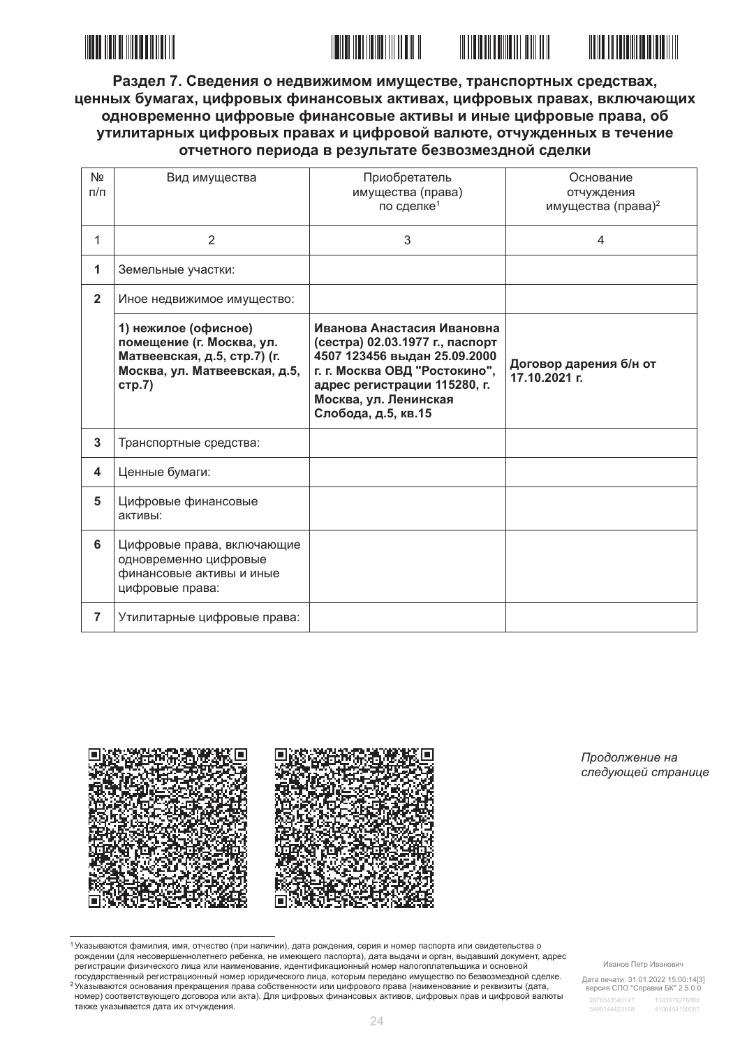## Раздел 7. Сведения о недвижимом имуществе, транспортных средствах, ценных бумагах, цифровых финансовых активах, цифровых правах, включающих одновременно цифровые финансовые активы и иные цифровые права, об утилитарных цифровых правах и цифровой валюте, отчужденных в течение отчетного периода в результате безвозмездной сделки

| № п/п | Вид имущества | Приобретатель имущества (права) по сделке[1] | Основание отчуждения имущества (права)[2] |
|---|---|---|---|
| 1 | 2 | 3 | 4 |
| **1** | Земельные участки: | | |
| **2** | Иное недвижимое имущество: | | |
| | **1) нежилое (офисное) помещение (г. Москва, ул. Матвеевская, д.5, стр.7) (г. Москва, ул. Матвеевская, д.5, стр.7)** | **Иванова Анастасия Ивановна (сестра) 02.03.1977 г., паспорт 4507 123456 выдан 25.09.2000 г. г. Москва ОВД "Ростокино", адрес регистрации 115280, г. Москва, ул. Ленинская Слобода, д.5, кв.15** | **Договор дарения б/н от 17.10.2021 г.** |
| **3** | Транспортные средства: | | |
| **4** | Ценные бумаги: | | |
| **5** | Цифровые финансовые активы: | | |
| **6** | Цифровые права, включающие одновременно цифровые финансовые активы и иные цифровые права: | | |
| **7** | Утилитарные цифровые права: | | |

*Продолжение на следующей странице*

[1] Указываются фамилия, имя, отчество (при наличии), дата рождения, серия и номер паспорта или свидетельства о рождении (для несовершеннолетнего ребенка, не имеющего паспорта), дата выдачи и орган, выдавший документ, адрес регистрации физического лица или наименование, идентификационный номер налогоплательщика и основной государственный регистрационный номер юридического лица, которым передано имущество по безвозмездной сделке.

[2] Указываются основания прекращения права собственности или цифрового права (наименование и реквизиты (дата, номер) соответствующего договора или акта). Для цифровых финансовых активов, цифровых прав и цифровой валюты также указывается дата их отчуждения.

Иванов Петр Иванович

Дата печати: 31.01.2022 15:00:14[3]
версия СПО "Справки БК" 2.5.0.0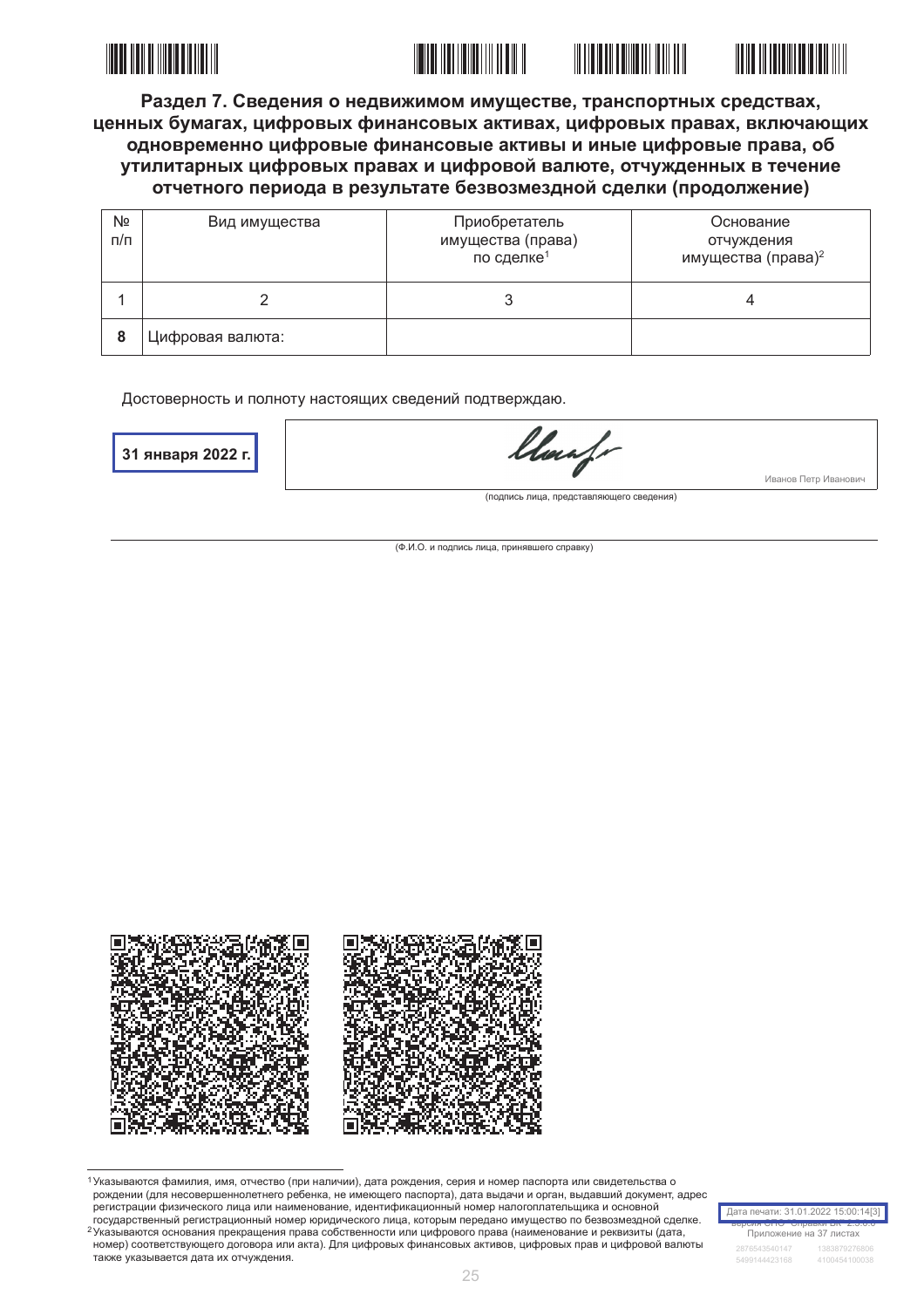## Раздел 7. Сведения о недвижимом имуществе, транспортных средствах, ценных бумагах, цифровых финансовых активах, цифровых правах, включающих одновременно цифровые финансовые активы и иные цифровые права, об утилитарных цифровых правах и цифровой валюте, отчужденных в течение отчетного периода в результате безвозмездной сделки (продолжение)

| № п/п | Вид имущества | Приобретатель имущества (права) по сделке[1] | Основание отчуждения имущества (права)[2] |
|---|---|---|---|
| 1 | 2 | 3 | 4 |
| **8** | Цифровая валюта: | | |

Достоверность и полноту настоящих сведений подтверждаю.

**31 января 2022 г.**

Иванов Петр Иванович

(подпись лица, представляющего сведения)

(Ф.И.О. и подпись лица, принявшего справку)

[1] Указываются фамилия, имя, отчество (при наличии), дата рождения, серия и номер паспорта или свидетельства о рождении (для несовершеннолетнего ребенка, не имеющего паспорта), дата выдачи и орган, выдавший документ, адрес регистрации физического лица или наименование, идентификационный номер налогоплательщика и основной государственный регистрационный номер юридического лица, которым передано имущество по безвозмездной сделке.

[2] Указываются основания прекращения права собственности или цифрового права (наименование и реквизиты (дата, номер) соответствующего договора или акта). Для цифровых финансовых активов, цифровых прав и цифровой валюты также указывается дата их отчуждения.

Дата печати: 31.01.2022 15:00:14[3]

Приложение на 37 листах